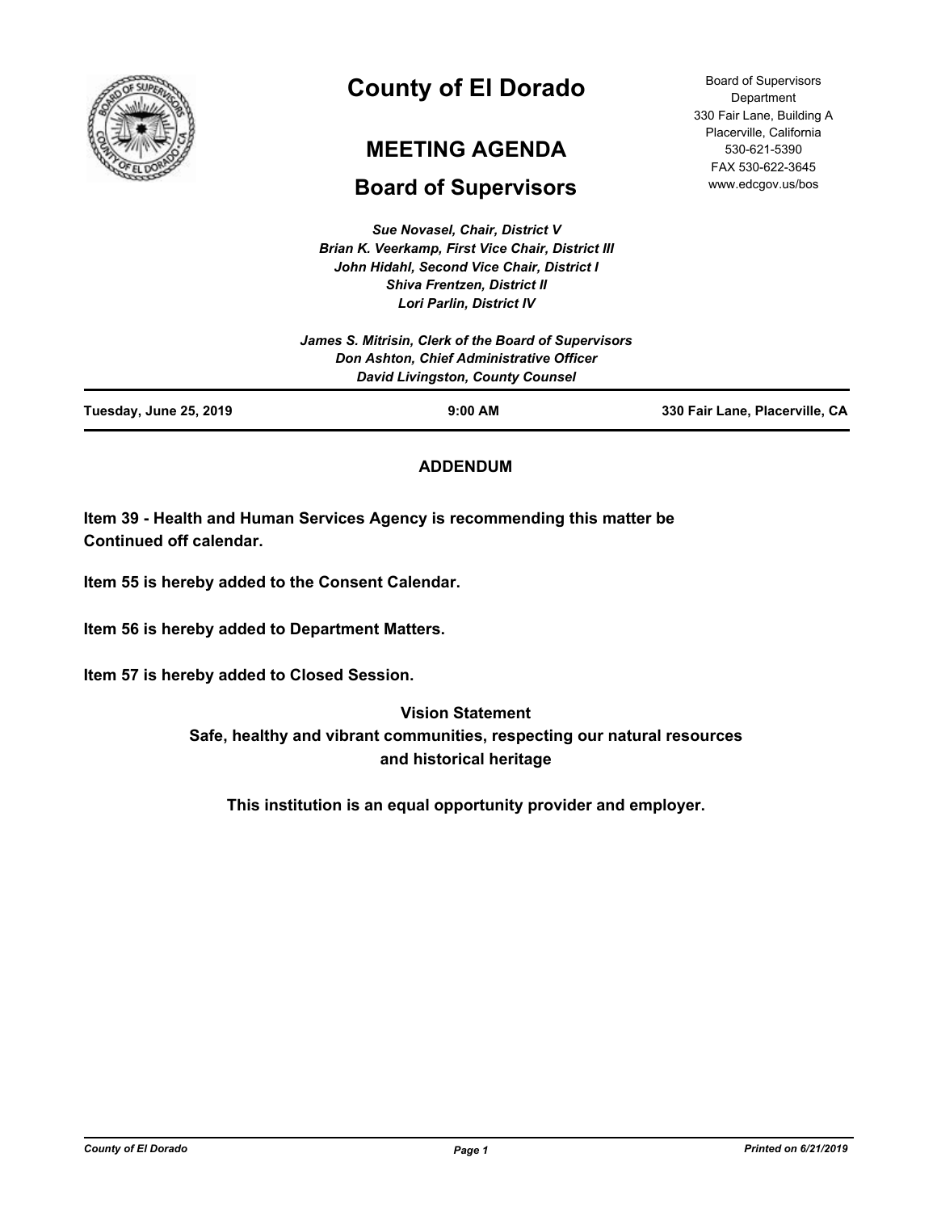# County of El Dorado

## MEETING AGENDA

## Board of Supervisors

Board of Supervisors Department
330 Fair Lane, Building A
Placerville, California
530-621-5390
FAX 530-622-3645
www.edcgov.us/bos

*Sue Novasel, Chair, District V*
*Brian K. Veerkamp, First Vice Chair, District III*
*John Hidahl, Second Vice Chair, District I*
*Shiva Frentzen, District II*
*Lori Parlin, District IV*

*James S. Mitrisin, Clerk of the Board of Supervisors*
*Don Ashton, Chief Administrative Officer*
*David Livingston, County Counsel*

**Tuesday, June 25, 2019** | **9:00 AM** | **330 Fair Lane, Placerville, CA**

**ADDENDUM**

**Item 39 - Health and Human Services Agency is recommending this matter be Continued off calendar.**

**Item 55 is hereby added to the Consent Calendar.**

**Item 56 is hereby added to Department Matters.**

**Item 57 is hereby added to Closed Session.**

**Vision Statement**
**Safe, healthy and vibrant communities, respecting our natural resources and historical heritage**

**This institution is an equal opportunity provider and employer.**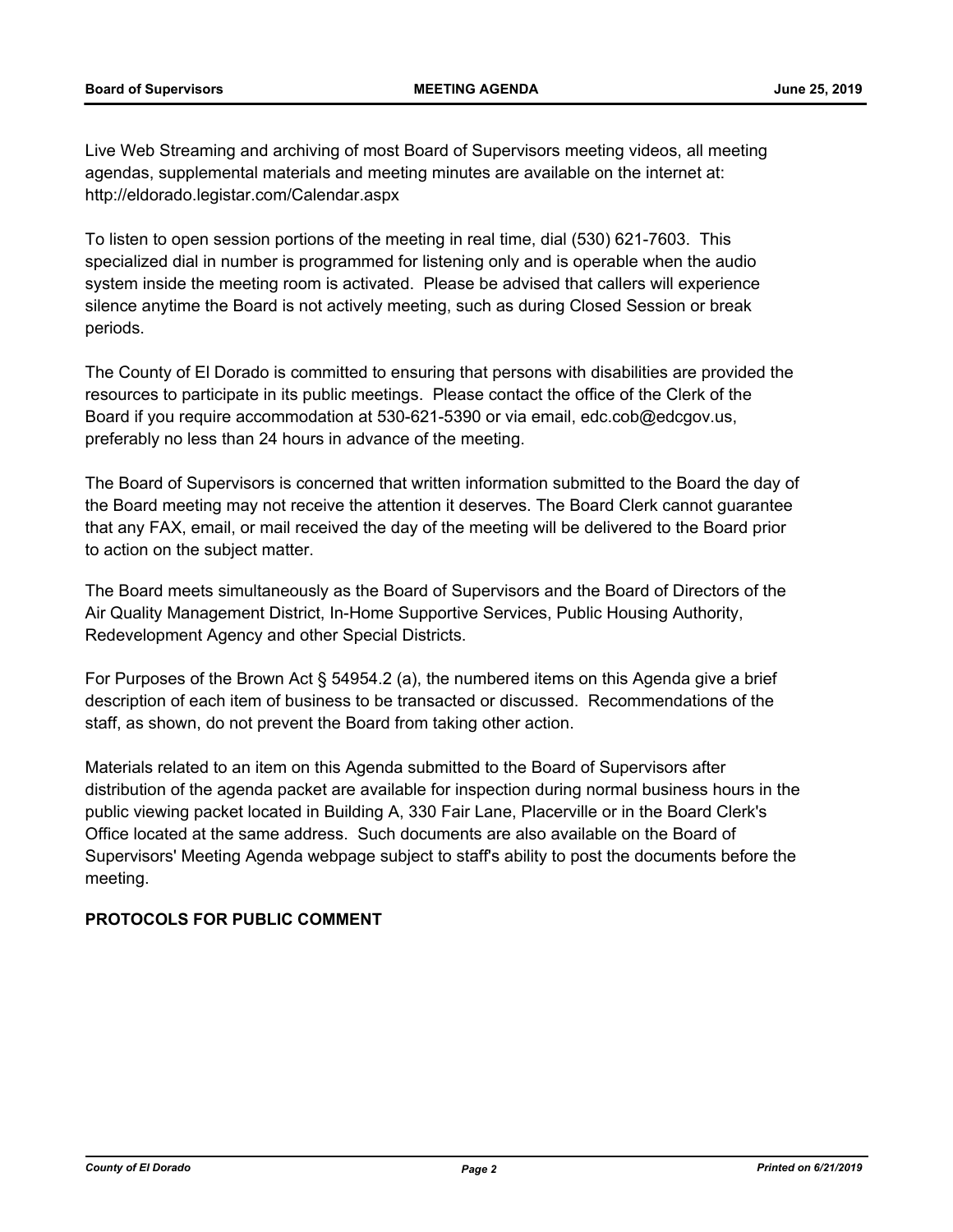Live Web Streaming and archiving of most Board of Supervisors meeting videos, all meeting agendas, supplemental materials and meeting minutes are available on the internet at: http://eldorado.legistar.com/Calendar.aspx

To listen to open session portions of the meeting in real time, dial (530) 621-7603. This specialized dial in number is programmed for listening only and is operable when the audio system inside the meeting room is activated. Please be advised that callers will experience silence anytime the Board is not actively meeting, such as during Closed Session or break periods.

The County of El Dorado is committed to ensuring that persons with disabilities are provided the resources to participate in its public meetings. Please contact the office of the Clerk of the Board if you require accommodation at 530-621-5390 or via email, edc.cob@edcgov.us, preferably no less than 24 hours in advance of the meeting.

The Board of Supervisors is concerned that written information submitted to the Board the day of the Board meeting may not receive the attention it deserves. The Board Clerk cannot guarantee that any FAX, email, or mail received the day of the meeting will be delivered to the Board prior to action on the subject matter.

The Board meets simultaneously as the Board of Supervisors and the Board of Directors of the Air Quality Management District, In-Home Supportive Services, Public Housing Authority, Redevelopment Agency and other Special Districts.

For Purposes of the Brown Act § 54954.2 (a), the numbered items on this Agenda give a brief description of each item of business to be transacted or discussed. Recommendations of the staff, as shown, do not prevent the Board from taking other action.

Materials related to an item on this Agenda submitted to the Board of Supervisors after distribution of the agenda packet are available for inspection during normal business hours in the public viewing packet located in Building A, 330 Fair Lane, Placerville or in the Board Clerk's Office located at the same address. Such documents are also available on the Board of Supervisors' Meeting Agenda webpage subject to staff's ability to post the documents before the meeting.

**PROTOCOLS FOR PUBLIC COMMENT**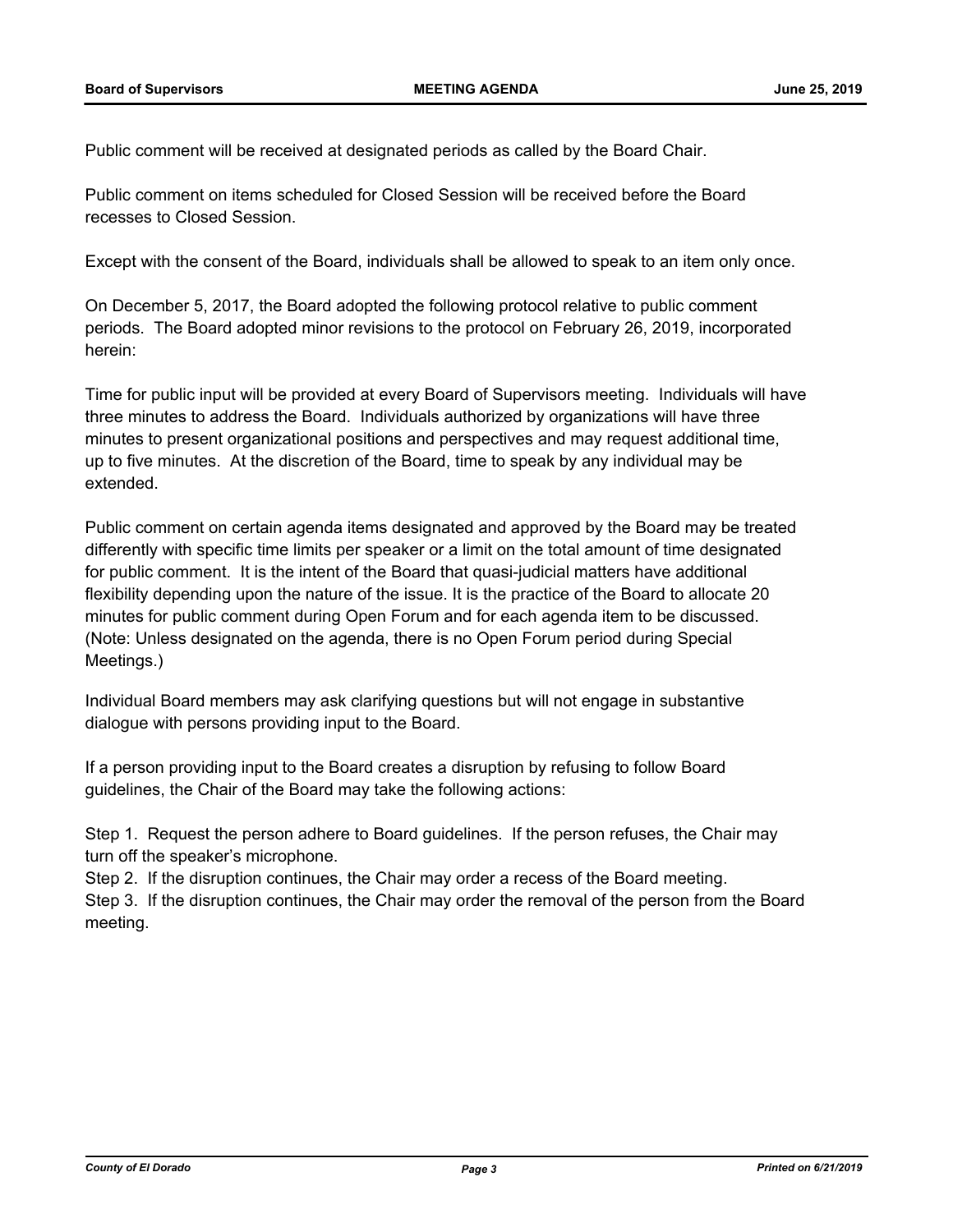Public comment will be received at designated periods as called by the Board Chair.

Public comment on items scheduled for Closed Session will be received before the Board recesses to Closed Session.

Except with the consent of the Board, individuals shall be allowed to speak to an item only once.

On December 5, 2017, the Board adopted the following protocol relative to public comment periods. The Board adopted minor revisions to the protocol on February 26, 2019, incorporated herein:

Time for public input will be provided at every Board of Supervisors meeting. Individuals will have three minutes to address the Board. Individuals authorized by organizations will have three minutes to present organizational positions and perspectives and may request additional time, up to five minutes. At the discretion of the Board, time to speak by any individual may be extended.

Public comment on certain agenda items designated and approved by the Board may be treated differently with specific time limits per speaker or a limit on the total amount of time designated for public comment. It is the intent of the Board that quasi-judicial matters have additional flexibility depending upon the nature of the issue. It is the practice of the Board to allocate 20 minutes for public comment during Open Forum and for each agenda item to be discussed. (Note: Unless designated on the agenda, there is no Open Forum period during Special Meetings.)

Individual Board members may ask clarifying questions but will not engage in substantive dialogue with persons providing input to the Board.

If a person providing input to the Board creates a disruption by refusing to follow Board guidelines, the Chair of the Board may take the following actions:

Step 1. Request the person adhere to Board guidelines. If the person refuses, the Chair may turn off the speaker's microphone.
Step 2. If the disruption continues, the Chair may order a recess of the Board meeting.
Step 3. If the disruption continues, the Chair may order the removal of the person from the Board meeting.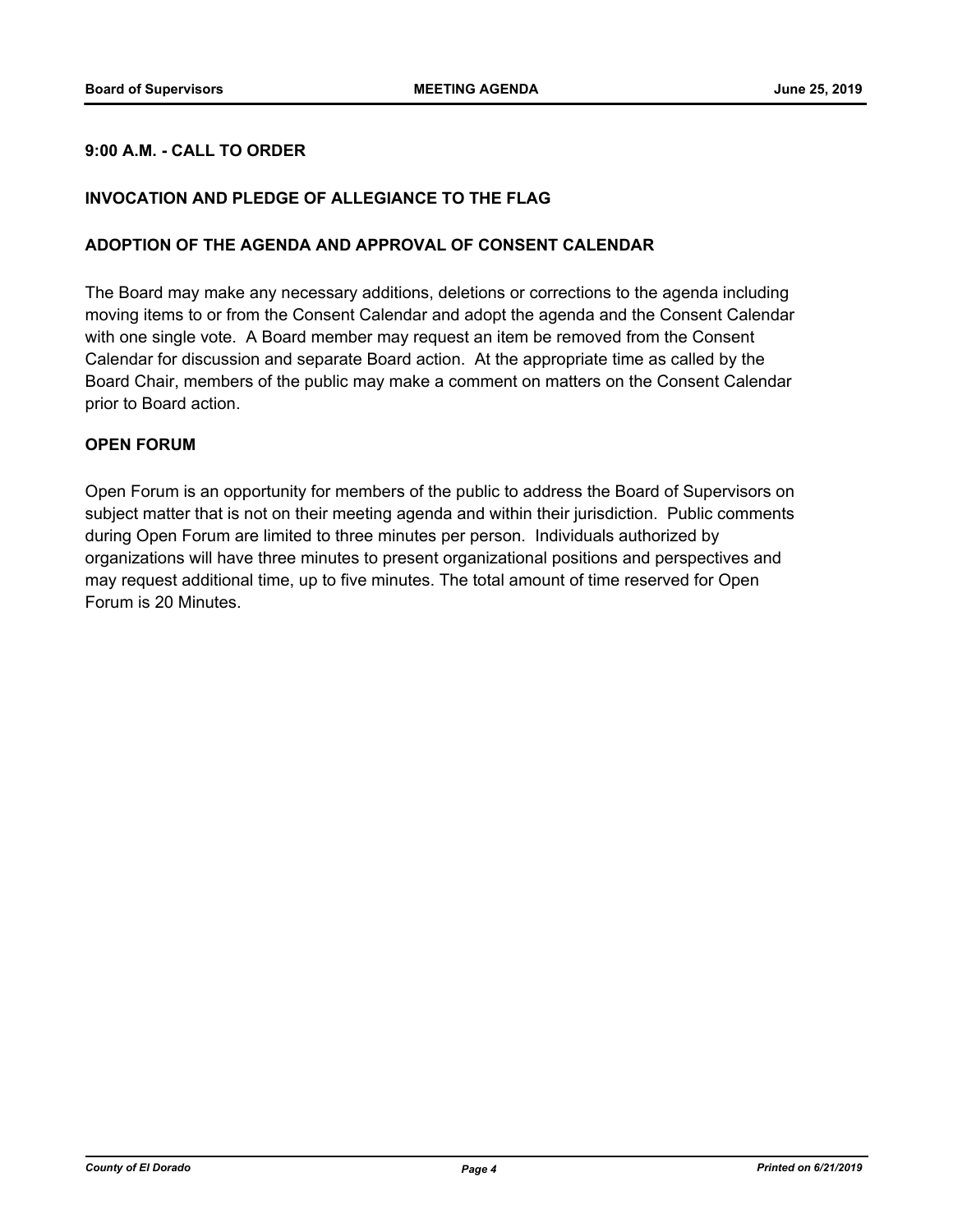**9:00 A.M. - CALL TO ORDER**

**INVOCATION AND PLEDGE OF ALLEGIANCE TO THE FLAG**

**ADOPTION OF THE AGENDA AND APPROVAL OF CONSENT CALENDAR**

The Board may make any necessary additions, deletions or corrections to the agenda including moving items to or from the Consent Calendar and adopt the agenda and the Consent Calendar with one single vote. A Board member may request an item be removed from the Consent Calendar for discussion and separate Board action. At the appropriate time as called by the Board Chair, members of the public may make a comment on matters on the Consent Calendar prior to Board action.

**OPEN FORUM**

Open Forum is an opportunity for members of the public to address the Board of Supervisors on subject matter that is not on their meeting agenda and within their jurisdiction. Public comments during Open Forum are limited to three minutes per person. Individuals authorized by organizations will have three minutes to present organizational positions and perspectives and may request additional time, up to five minutes. The total amount of time reserved for Open Forum is 20 Minutes.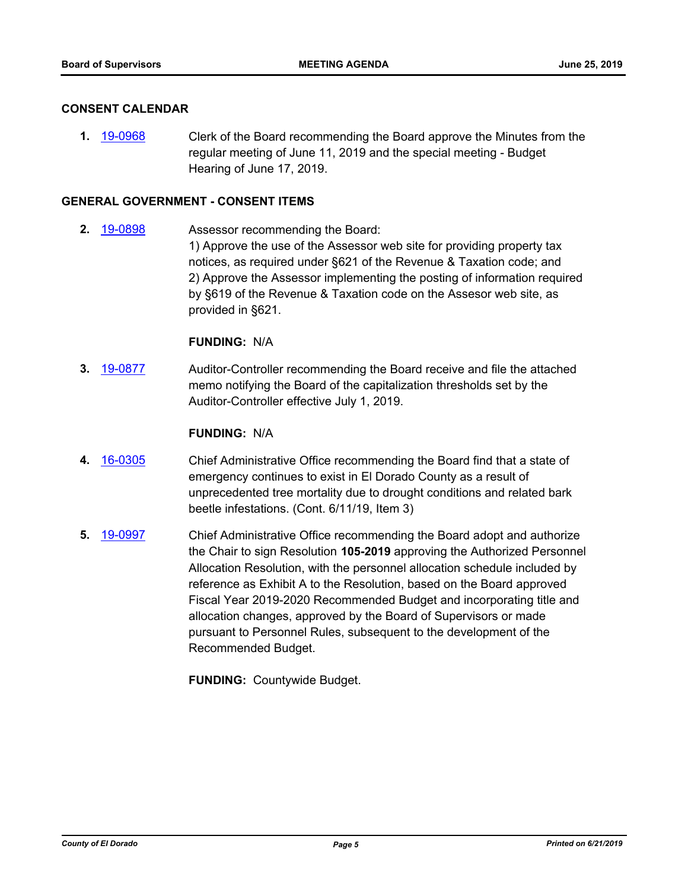## CONSENT CALENDAR

**1.** 19-0968 Clerk of the Board recommending the Board approve the Minutes from the regular meeting of June 11, 2019 and the special meeting - Budget Hearing of June 17, 2019.

## GENERAL GOVERNMENT - CONSENT ITEMS

**2.** 19-0898 Assessor recommending the Board:
1) Approve the use of the Assessor web site for providing property tax notices, as required under §621 of the Revenue & Taxation code; and
2) Approve the Assessor implementing the posting of information required by §619 of the Revenue & Taxation code on the Assesor web site, as provided in §621.

**FUNDING:** N/A

**3.** 19-0877 Auditor-Controller recommending the Board receive and file the attached memo notifying the Board of the capitalization thresholds set by the Auditor-Controller effective July 1, 2019.

**FUNDING:** N/A

**4.** 16-0305 Chief Administrative Office recommending the Board find that a state of emergency continues to exist in El Dorado County as a result of unprecedented tree mortality due to drought conditions and related bark beetle infestations. (Cont. 6/11/19, Item 3)

**5.** 19-0997 Chief Administrative Office recommending the Board adopt and authorize the Chair to sign Resolution **105-2019** approving the Authorized Personnel Allocation Resolution, with the personnel allocation schedule included by reference as Exhibit A to the Resolution, based on the Board approved Fiscal Year 2019-2020 Recommended Budget and incorporating title and allocation changes, approved by the Board of Supervisors or made pursuant to Personnel Rules, subsequent to the development of the Recommended Budget.

**FUNDING:** Countywide Budget.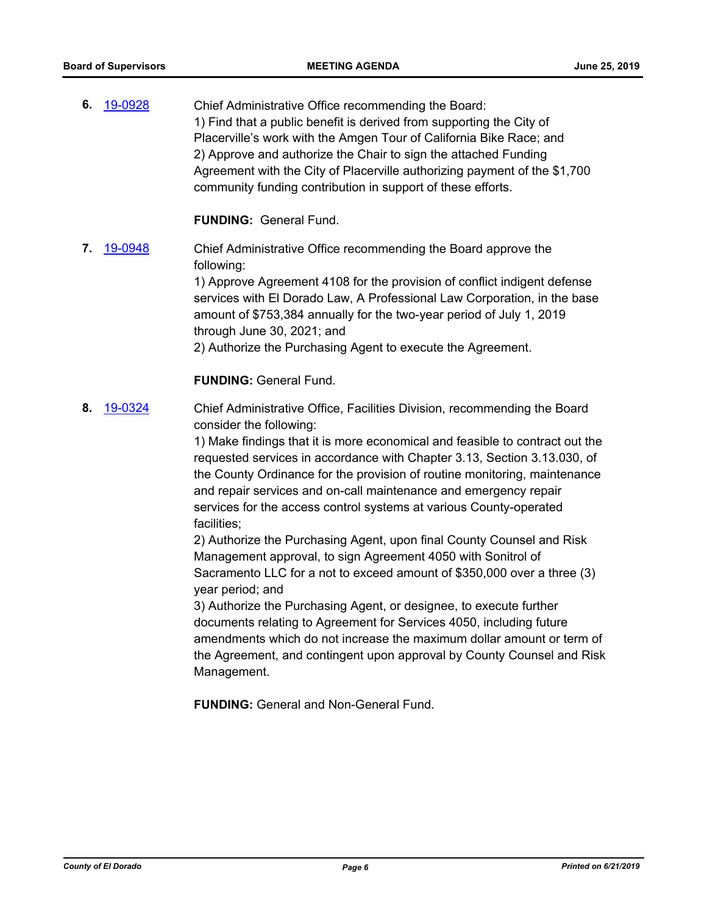**6.** 19-0928

Chief Administrative Office recommending the Board:
1) Find that a public benefit is derived from supporting the City of Placerville's work with the Amgen Tour of California Bike Race; and
2) Approve and authorize the Chair to sign the attached Funding Agreement with the City of Placerville authorizing payment of the $1,700 community funding contribution in support of these efforts.

**FUNDING:** General Fund.

**7.** 19-0948

Chief Administrative Office recommending the Board approve the following:
1) Approve Agreement 4108 for the provision of conflict indigent defense services with El Dorado Law, A Professional Law Corporation, in the base amount of $753,384 annually for the two-year period of July 1, 2019 through June 30, 2021; and
2) Authorize the Purchasing Agent to execute the Agreement.

**FUNDING:** General Fund.

**8.** 19-0324

Chief Administrative Office, Facilities Division, recommending the Board consider the following:
1) Make findings that it is more economical and feasible to contract out the requested services in accordance with Chapter 3.13, Section 3.13.030, of the County Ordinance for the provision of routine monitoring, maintenance and repair services and on-call maintenance and emergency repair services for the access control systems at various County-operated facilities;
2) Authorize the Purchasing Agent, upon final County Counsel and Risk Management approval, to sign Agreement 4050 with Sonitrol of Sacramento LLC for a not to exceed amount of $350,000 over a three (3) year period; and
3) Authorize the Purchasing Agent, or designee, to execute further documents relating to Agreement for Services 4050, including future amendments which do not increase the maximum dollar amount or term of the Agreement, and contingent upon approval by County Counsel and Risk Management.

**FUNDING:** General and Non-General Fund.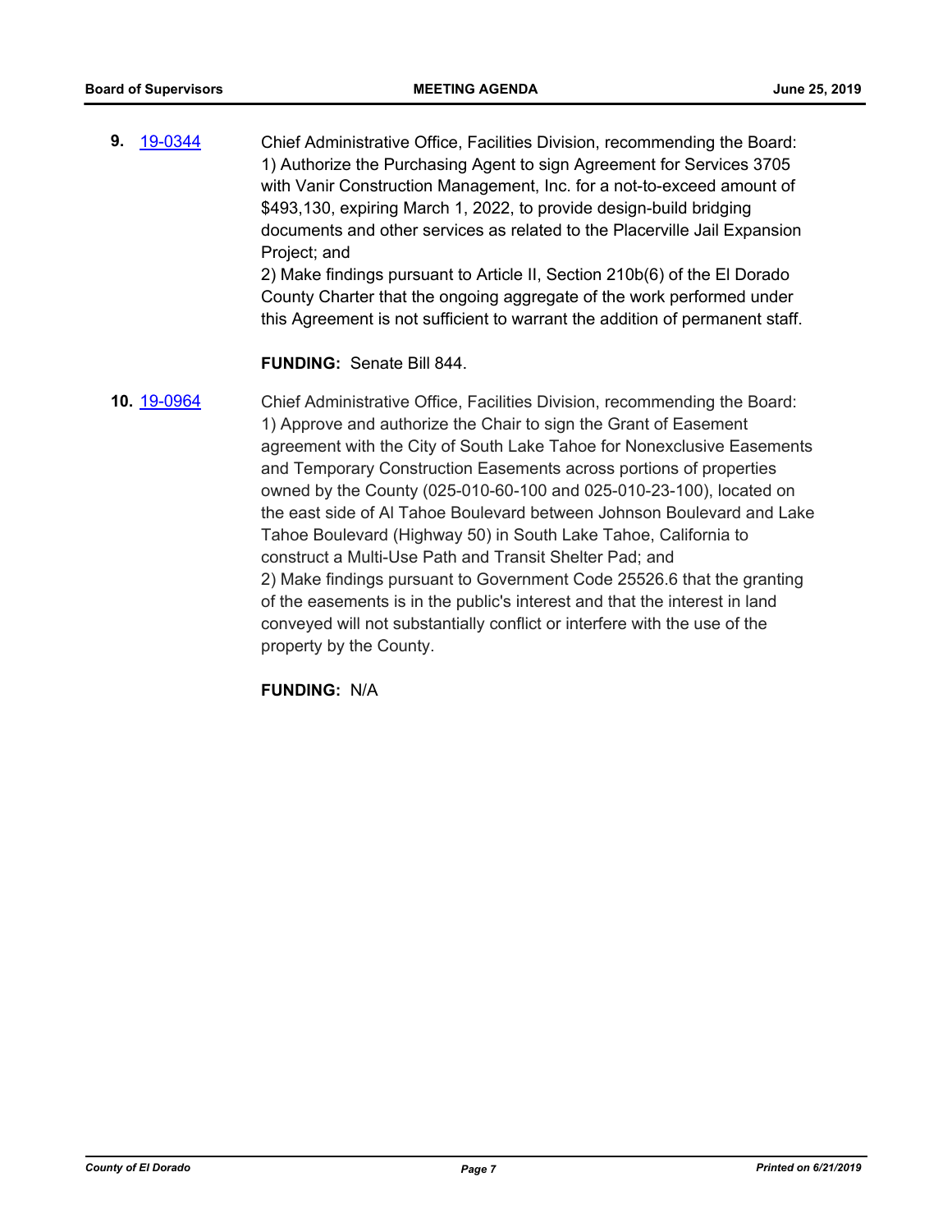**9.** 19-0344 Chief Administrative Office, Facilities Division, recommending the Board:
1) Authorize the Purchasing Agent to sign Agreement for Services 3705 with Vanir Construction Management, Inc. for a not-to-exceed amount of $493,130, expiring March 1, 2022, to provide design-build bridging documents and other services as related to the Placerville Jail Expansion Project; and
2) Make findings pursuant to Article II, Section 210b(6) of the El Dorado County Charter that the ongoing aggregate of the work performed under this Agreement is not sufficient to warrant the addition of permanent staff.

**FUNDING:** Senate Bill 844.

**10.** 19-0964 Chief Administrative Office, Facilities Division, recommending the Board:
1) Approve and authorize the Chair to sign the Grant of Easement agreement with the City of South Lake Tahoe for Nonexclusive Easements and Temporary Construction Easements across portions of properties owned by the County (025-010-60-100 and 025-010-23-100), located on the east side of Al Tahoe Boulevard between Johnson Boulevard and Lake Tahoe Boulevard (Highway 50) in South Lake Tahoe, California to construct a Multi-Use Path and Transit Shelter Pad; and
2) Make findings pursuant to Government Code 25526.6 that the granting of the easements is in the public's interest and that the interest in land conveyed will not substantially conflict or interfere with the use of the property by the County.

**FUNDING:** N/A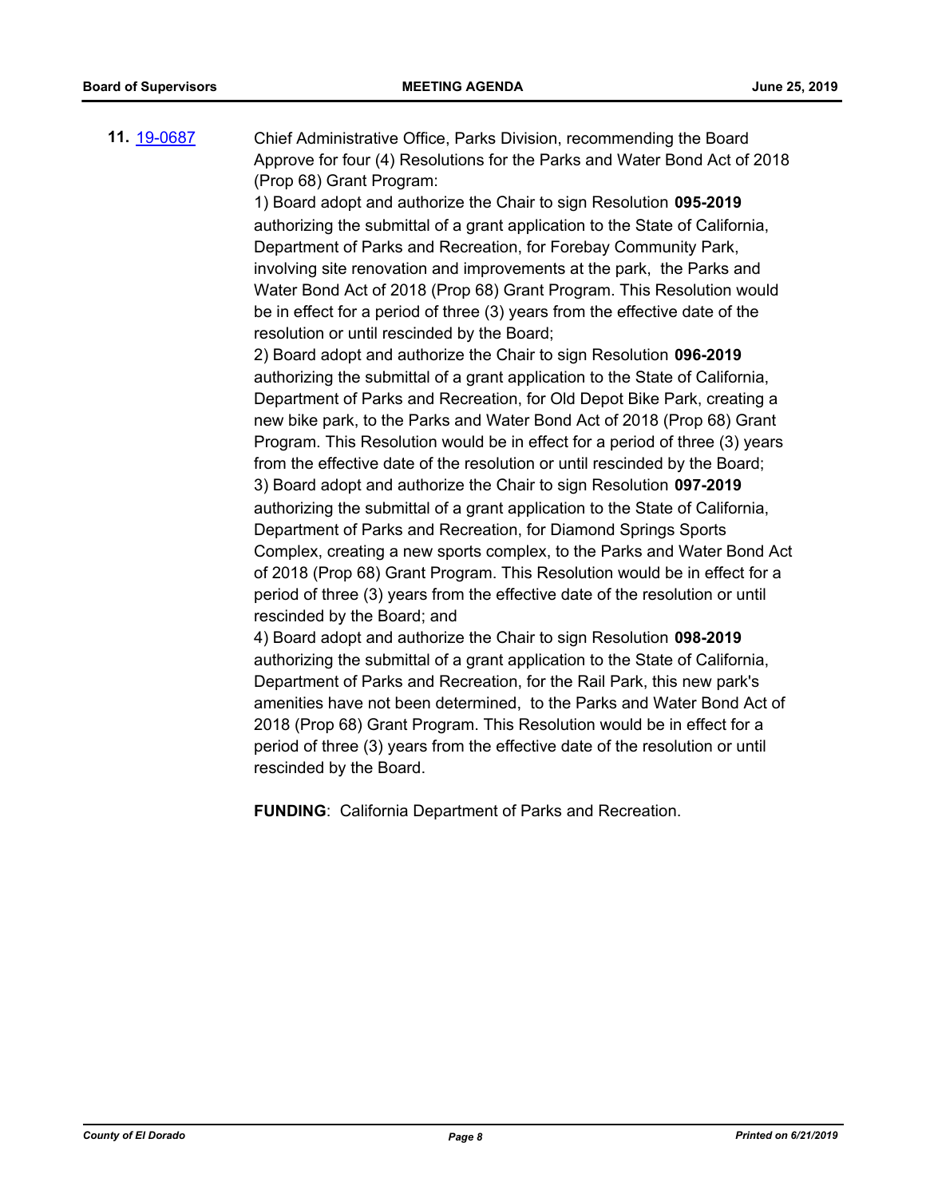**11.** [19-0687](19-0687)

Chief Administrative Office, Parks Division, recommending the Board Approve for four (4) Resolutions for the Parks and Water Bond Act of 2018 (Prop 68) Grant Program:

1) Board adopt and authorize the Chair to sign Resolution **095-2019** authorizing the submittal of a grant application to the State of California, Department of Parks and Recreation, for Forebay Community Park, involving site renovation and improvements at the park, the Parks and Water Bond Act of 2018 (Prop 68) Grant Program. This Resolution would be in effect for a period of three (3) years from the effective date of the resolution or until rescinded by the Board;

2) Board adopt and authorize the Chair to sign Resolution **096-2019** authorizing the submittal of a grant application to the State of California, Department of Parks and Recreation, for Old Depot Bike Park, creating a new bike park, to the Parks and Water Bond Act of 2018 (Prop 68) Grant Program. This Resolution would be in effect for a period of three (3) years from the effective date of the resolution or until rescinded by the Board;

3) Board adopt and authorize the Chair to sign Resolution **097-2019** authorizing the submittal of a grant application to the State of California, Department of Parks and Recreation, for Diamond Springs Sports Complex, creating a new sports complex, to the Parks and Water Bond Act of 2018 (Prop 68) Grant Program. This Resolution would be in effect for a period of three (3) years from the effective date of the resolution or until rescinded by the Board; and

4) Board adopt and authorize the Chair to sign Resolution **098-2019** authorizing the submittal of a grant application to the State of California, Department of Parks and Recreation, for the Rail Park, this new park's amenities have not been determined, to the Parks and Water Bond Act of 2018 (Prop 68) Grant Program. This Resolution would be in effect for a period of three (3) years from the effective date of the resolution or until rescinded by the Board.

**FUNDING**: California Department of Parks and Recreation.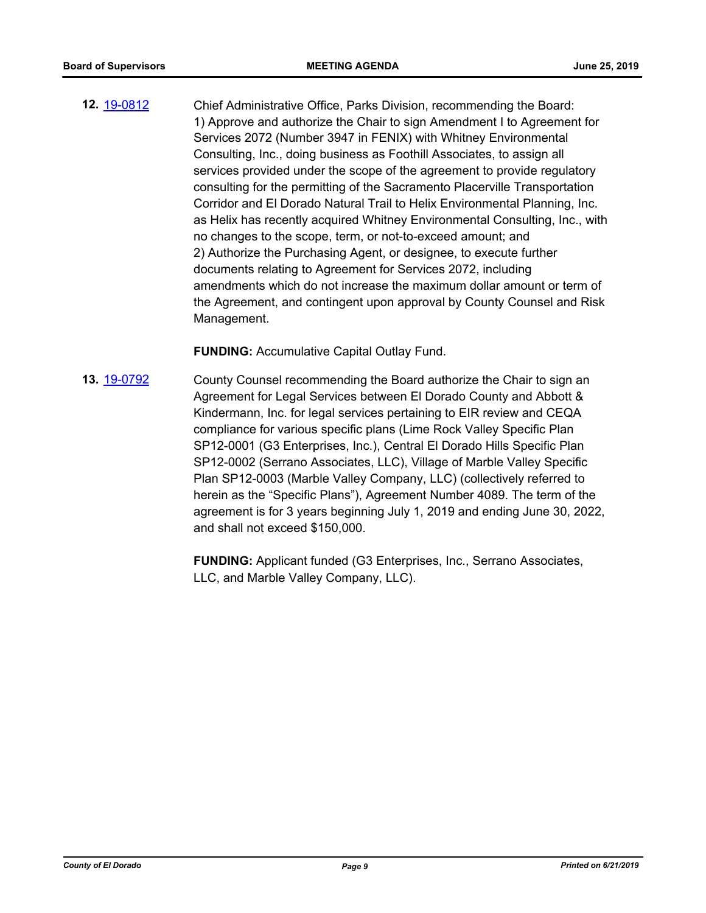**12.** [19-0812](19-0812)

Chief Administrative Office, Parks Division, recommending the Board:
1) Approve and authorize the Chair to sign Amendment I to Agreement for Services 2072 (Number 3947 in FENIX) with Whitney Environmental Consulting, Inc., doing business as Foothill Associates, to assign all services provided under the scope of the agreement to provide regulatory consulting for the permitting of the Sacramento Placerville Transportation Corridor and El Dorado Natural Trail to Helix Environmental Planning, Inc. as Helix has recently acquired Whitney Environmental Consulting, Inc., with no changes to the scope, term, or not-to-exceed amount; and
2) Authorize the Purchasing Agent, or designee, to execute further documents relating to Agreement for Services 2072, including amendments which do not increase the maximum dollar amount or term of the Agreement, and contingent upon approval by County Counsel and Risk Management.

**FUNDING:** Accumulative Capital Outlay Fund.

**13.** [19-0792](19-0792)

County Counsel recommending the Board authorize the Chair to sign an Agreement for Legal Services between El Dorado County and Abbott & Kindermann, Inc. for legal services pertaining to EIR review and CEQA compliance for various specific plans (Lime Rock Valley Specific Plan SP12-0001 (G3 Enterprises, Inc.), Central El Dorado Hills Specific Plan SP12-0002 (Serrano Associates, LLC), Village of Marble Valley Specific Plan SP12-0003 (Marble Valley Company, LLC) (collectively referred to herein as the "Specific Plans"), Agreement Number 4089. The term of the agreement is for 3 years beginning July 1, 2019 and ending June 30, 2022, and shall not exceed $150,000.

**FUNDING:** Applicant funded (G3 Enterprises, Inc., Serrano Associates, LLC, and Marble Valley Company, LLC).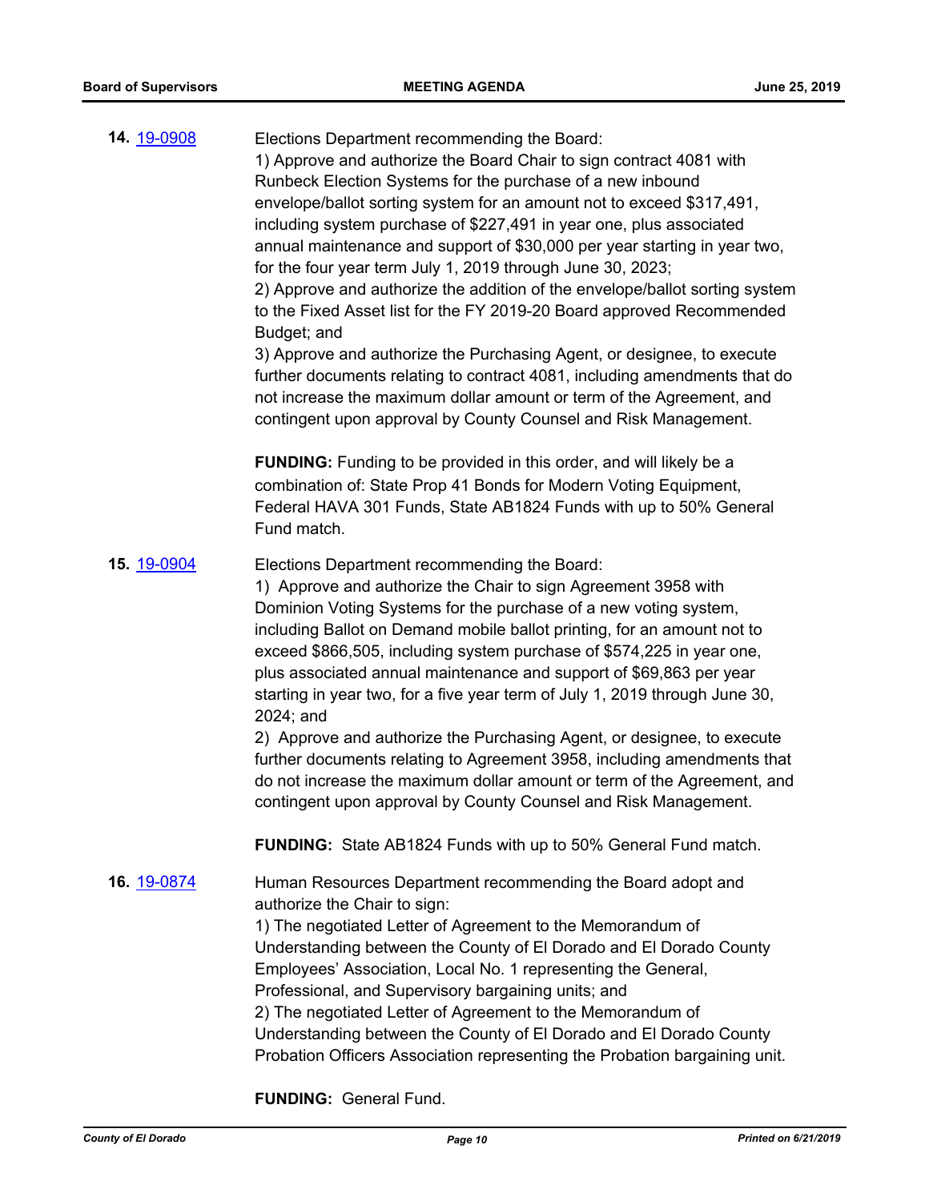**14.** 19-0908

Elections Department recommending the Board:
1) Approve and authorize the Board Chair to sign contract 4081 with Runbeck Election Systems for the purchase of a new inbound envelope/ballot sorting system for an amount not to exceed $317,491, including system purchase of $227,491 in year one, plus associated annual maintenance and support of $30,000 per year starting in year two, for the four year term July 1, 2019 through June 30, 2023;
2) Approve and authorize the addition of the envelope/ballot sorting system to the Fixed Asset list for the FY 2019-20 Board approved Recommended Budget; and
3) Approve and authorize the Purchasing Agent, or designee, to execute further documents relating to contract 4081, including amendments that do not increase the maximum dollar amount or term of the Agreement, and contingent upon approval by County Counsel and Risk Management.

**FUNDING:** Funding to be provided in this order, and will likely be a combination of: State Prop 41 Bonds for Modern Voting Equipment, Federal HAVA 301 Funds, State AB1824 Funds with up to 50% General Fund match.

**15.** 19-0904

Elections Department recommending the Board:
1) Approve and authorize the Chair to sign Agreement 3958 with Dominion Voting Systems for the purchase of a new voting system, including Ballot on Demand mobile ballot printing, for an amount not to exceed $866,505, including system purchase of $574,225 in year one, plus associated annual maintenance and support of $69,863 per year starting in year two, for a five year term of July 1, 2019 through June 30, 2024; and
2) Approve and authorize the Purchasing Agent, or designee, to execute further documents relating to Agreement 3958, including amendments that do not increase the maximum dollar amount or term of the Agreement, and contingent upon approval by County Counsel and Risk Management.

**FUNDING:** State AB1824 Funds with up to 50% General Fund match.

**16.** 19-0874

Human Resources Department recommending the Board adopt and authorize the Chair to sign:
1) The negotiated Letter of Agreement to the Memorandum of Understanding between the County of El Dorado and El Dorado County Employees' Association, Local No. 1 representing the General, Professional, and Supervisory bargaining units; and
2) The negotiated Letter of Agreement to the Memorandum of Understanding between the County of El Dorado and El Dorado County Probation Officers Association representing the Probation bargaining unit.

**FUNDING:** General Fund.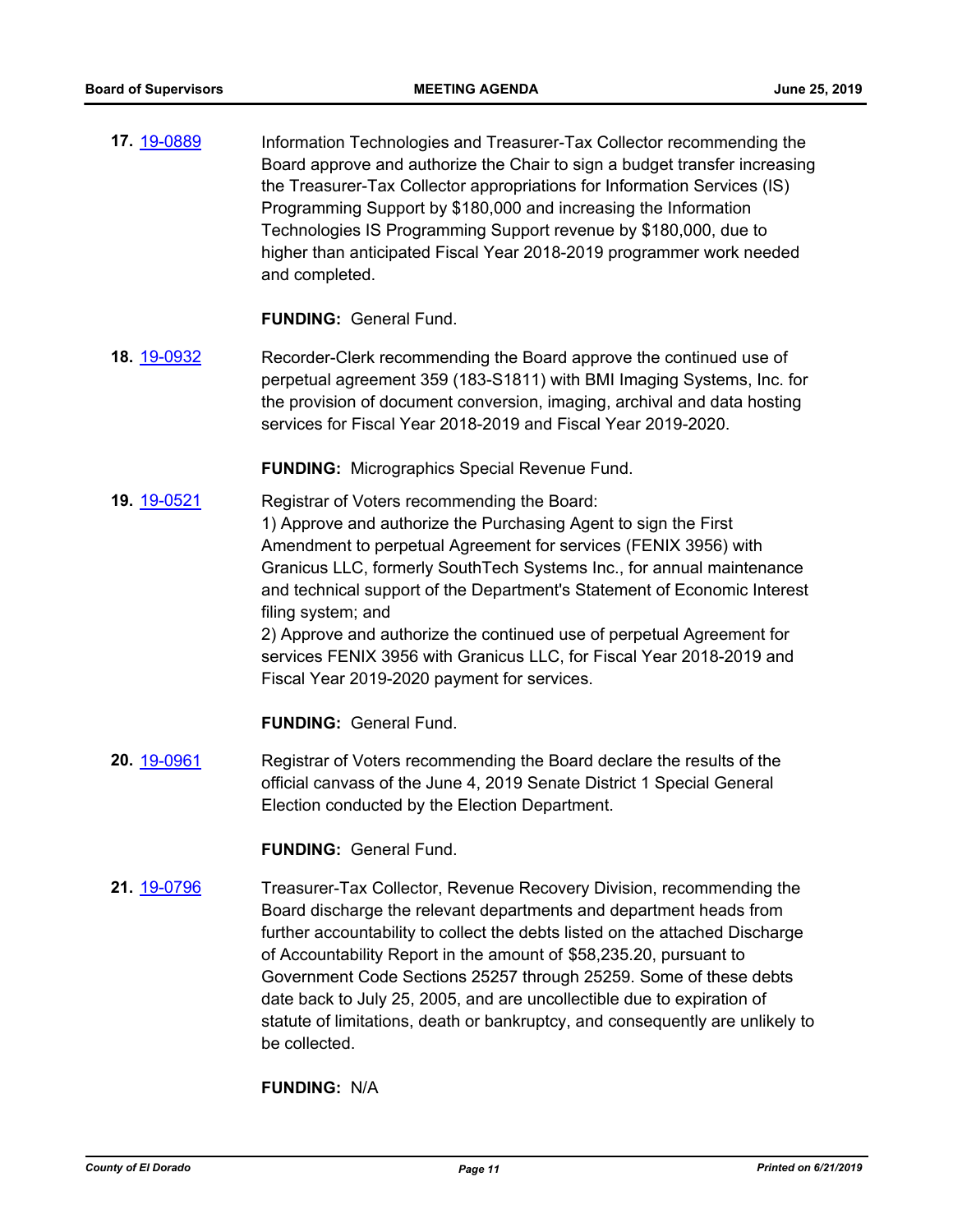**17.** 19-0889

Information Technologies and Treasurer-Tax Collector recommending the Board approve and authorize the Chair to sign a budget transfer increasing the Treasurer-Tax Collector appropriations for Information Services (IS) Programming Support by $180,000 and increasing the Information Technologies IS Programming Support revenue by $180,000, due to higher than anticipated Fiscal Year 2018-2019 programmer work needed and completed.

**FUNDING:** General Fund.

**18.** 19-0932

Recorder-Clerk recommending the Board approve the continued use of perpetual agreement 359 (183-S1811) with BMI Imaging Systems, Inc. for the provision of document conversion, imaging, archival and data hosting services for Fiscal Year 2018-2019 and Fiscal Year 2019-2020.

**FUNDING:** Micrographics Special Revenue Fund.

**19.** 19-0521

Registrar of Voters recommending the Board:
1) Approve and authorize the Purchasing Agent to sign the First Amendment to perpetual Agreement for services (FENIX 3956) with Granicus LLC, formerly SouthTech Systems Inc., for annual maintenance and technical support of the Department's Statement of Economic Interest filing system; and
2) Approve and authorize the continued use of perpetual Agreement for services FENIX 3956 with Granicus LLC, for Fiscal Year 2018-2019 and Fiscal Year 2019-2020 payment for services.

**FUNDING:** General Fund.

**20.** 19-0961

Registrar of Voters recommending the Board declare the results of the official canvass of the June 4, 2019 Senate District 1 Special General Election conducted by the Election Department.

**FUNDING:** General Fund.

**21.** 19-0796

Treasurer-Tax Collector, Revenue Recovery Division, recommending the Board discharge the relevant departments and department heads from further accountability to collect the debts listed on the attached Discharge of Accountability Report in the amount of $58,235.20, pursuant to Government Code Sections 25257 through 25259. Some of these debts date back to July 25, 2005, and are uncollectible due to expiration of statute of limitations, death or bankruptcy, and consequently are unlikely to be collected.

**FUNDING:** N/A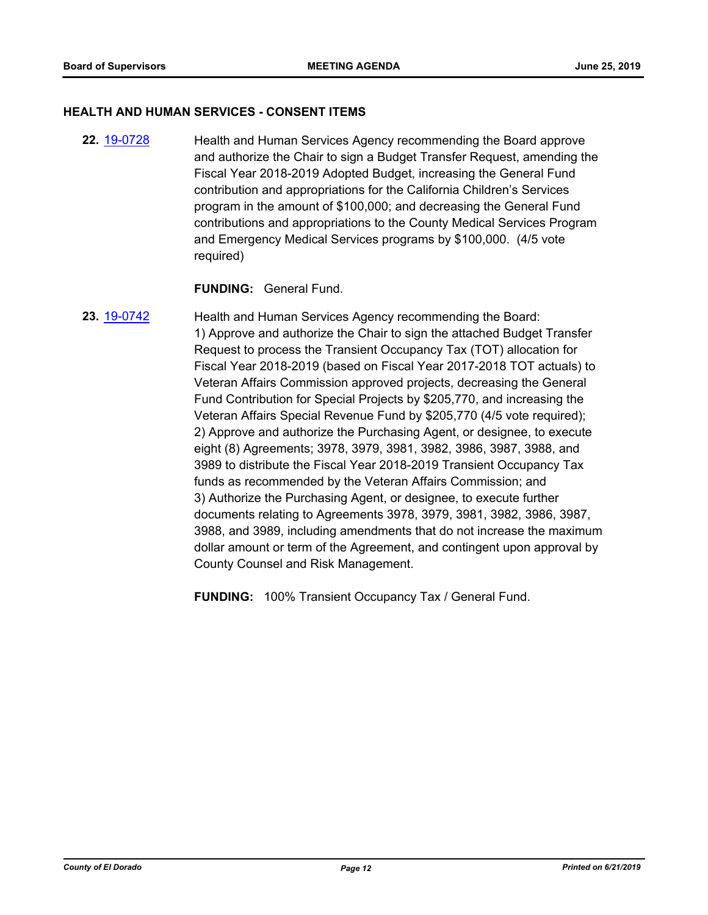## HEALTH AND HUMAN SERVICES - CONSENT ITEMS

**22.** [19-0728](19-0728) Health and Human Services Agency recommending the Board approve and authorize the Chair to sign a Budget Transfer Request, amending the Fiscal Year 2018-2019 Adopted Budget, increasing the General Fund contribution and appropriations for the California Children's Services program in the amount of $100,000; and decreasing the General Fund contributions and appropriations to the County Medical Services Program and Emergency Medical Services programs by $100,000. (4/5 vote required)

**FUNDING:** General Fund.

**23.** [19-0742](19-0742) Health and Human Services Agency recommending the Board:
1) Approve and authorize the Chair to sign the attached Budget Transfer Request to process the Transient Occupancy Tax (TOT) allocation for Fiscal Year 2018-2019 (based on Fiscal Year 2017-2018 TOT actuals) to Veteran Affairs Commission approved projects, decreasing the General Fund Contribution for Special Projects by $205,770, and increasing the Veteran Affairs Special Revenue Fund by $205,770 (4/5 vote required);
2) Approve and authorize the Purchasing Agent, or designee, to execute eight (8) Agreements; 3978, 3979, 3981, 3982, 3986, 3987, 3988, and 3989 to distribute the Fiscal Year 2018-2019 Transient Occupancy Tax funds as recommended by the Veteran Affairs Commission; and
3) Authorize the Purchasing Agent, or designee, to execute further documents relating to Agreements 3978, 3979, 3981, 3982, 3986, 3987, 3988, and 3989, including amendments that do not increase the maximum dollar amount or term of the Agreement, and contingent upon approval by County Counsel and Risk Management.

**FUNDING:** 100% Transient Occupancy Tax / General Fund.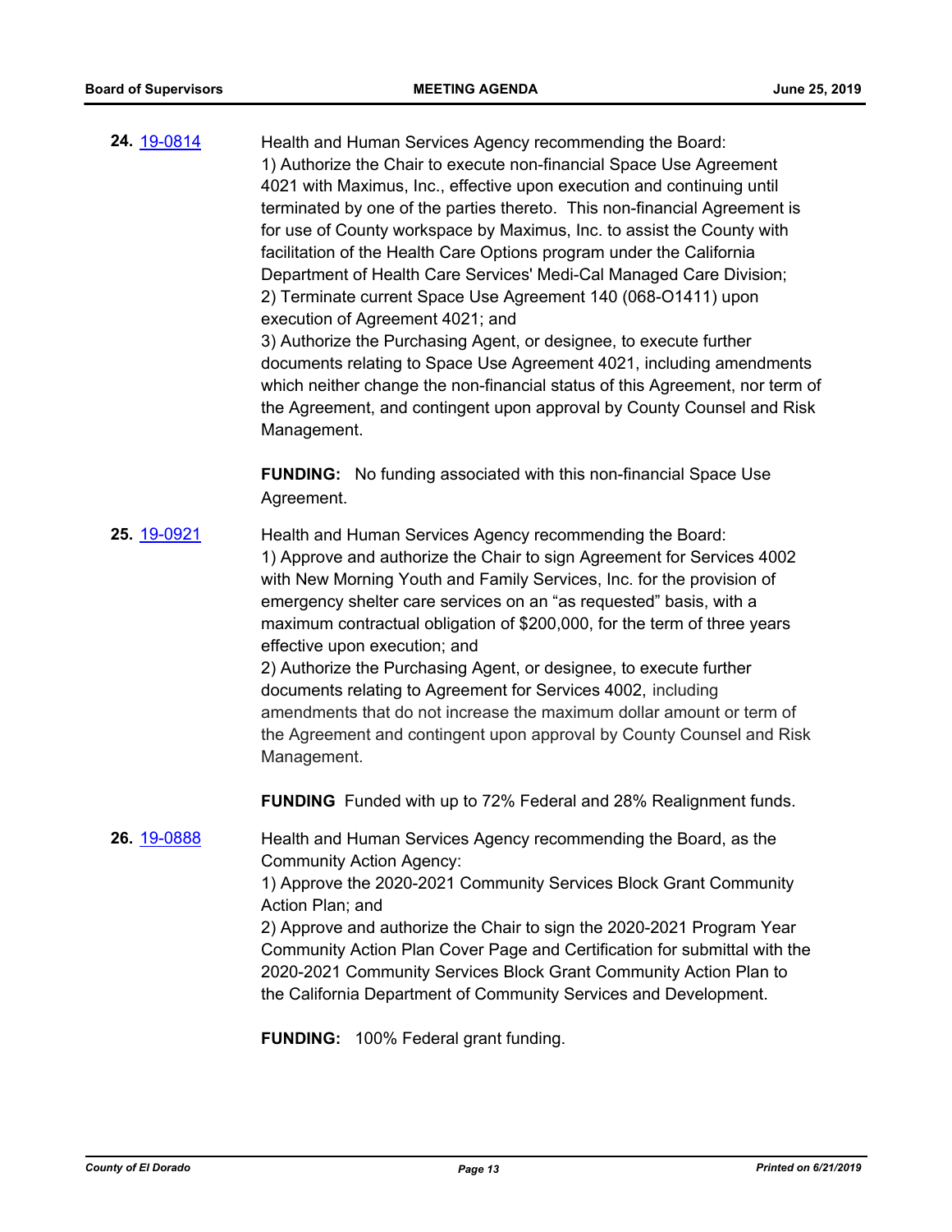**24.** [19-0814](19-0814)

Health and Human Services Agency recommending the Board:
1) Authorize the Chair to execute non-financial Space Use Agreement 4021 with Maximus, Inc., effective upon execution and continuing until terminated by one of the parties thereto. This non-financial Agreement is for use of County workspace by Maximus, Inc. to assist the County with facilitation of the Health Care Options program under the California Department of Health Care Services' Medi-Cal Managed Care Division;
2) Terminate current Space Use Agreement 140 (068-O1411) upon execution of Agreement 4021; and
3) Authorize the Purchasing Agent, or designee, to execute further documents relating to Space Use Agreement 4021, including amendments which neither change the non-financial status of this Agreement, nor term of the Agreement, and contingent upon approval by County Counsel and Risk Management.

**FUNDING:** No funding associated with this non-financial Space Use Agreement.

**25.** [19-0921](19-0921)

Health and Human Services Agency recommending the Board:
1) Approve and authorize the Chair to sign Agreement for Services 4002 with New Morning Youth and Family Services, Inc. for the provision of emergency shelter care services on an "as requested" basis, with a maximum contractual obligation of $200,000, for the term of three years effective upon execution; and
2) Authorize the Purchasing Agent, or designee, to execute further documents relating to Agreement for Services 4002, including amendments that do not increase the maximum dollar amount or term of the Agreement and contingent upon approval by County Counsel and Risk Management.

**FUNDING** Funded with up to 72% Federal and 28% Realignment funds.

**26.** [19-0888](19-0888)

Health and Human Services Agency recommending the Board, as the Community Action Agency:
1) Approve the 2020-2021 Community Services Block Grant Community Action Plan; and
2) Approve and authorize the Chair to sign the 2020-2021 Program Year Community Action Plan Cover Page and Certification for submittal with the 2020-2021 Community Services Block Grant Community Action Plan to the California Department of Community Services and Development.

**FUNDING:** 100% Federal grant funding.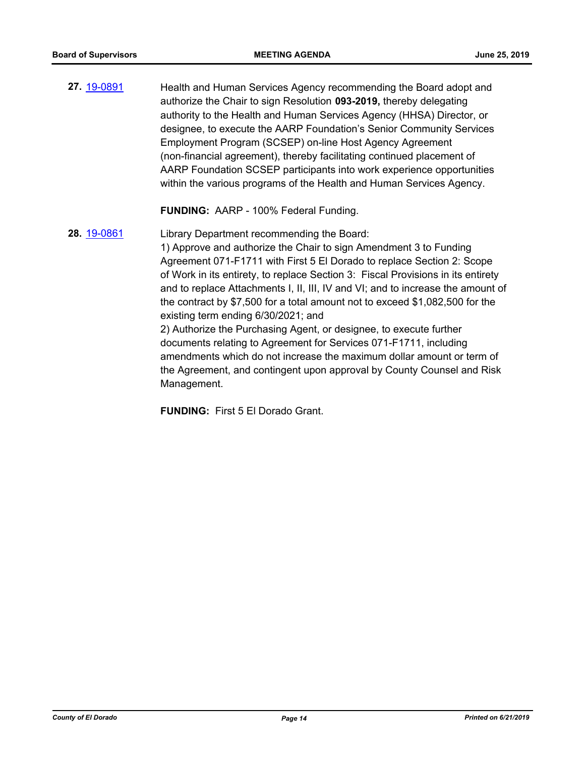**27.** 19-0891 Health and Human Services Agency recommending the Board adopt and authorize the Chair to sign Resolution **093-2019,** thereby delegating authority to the Health and Human Services Agency (HHSA) Director, or designee, to execute the AARP Foundation's Senior Community Services Employment Program (SCSEP) on-line Host Agency Agreement (non-financial agreement), thereby facilitating continued placement of AARP Foundation SCSEP participants into work experience opportunities within the various programs of the Health and Human Services Agency.

**FUNDING:** AARP - 100% Federal Funding.

**28.** 19-0861 Library Department recommending the Board:
1) Approve and authorize the Chair to sign Amendment 3 to Funding Agreement 071-F1711 with First 5 El Dorado to replace Section 2: Scope of Work in its entirety, to replace Section 3: Fiscal Provisions in its entirety and to replace Attachments I, II, III, IV and VI; and to increase the amount of the contract by $7,500 for a total amount not to exceed $1,082,500 for the existing term ending 6/30/2021; and
2) Authorize the Purchasing Agent, or designee, to execute further documents relating to Agreement for Services 071-F1711, including amendments which do not increase the maximum dollar amount or term of the Agreement, and contingent upon approval by County Counsel and Risk Management.

**FUNDING:** First 5 El Dorado Grant.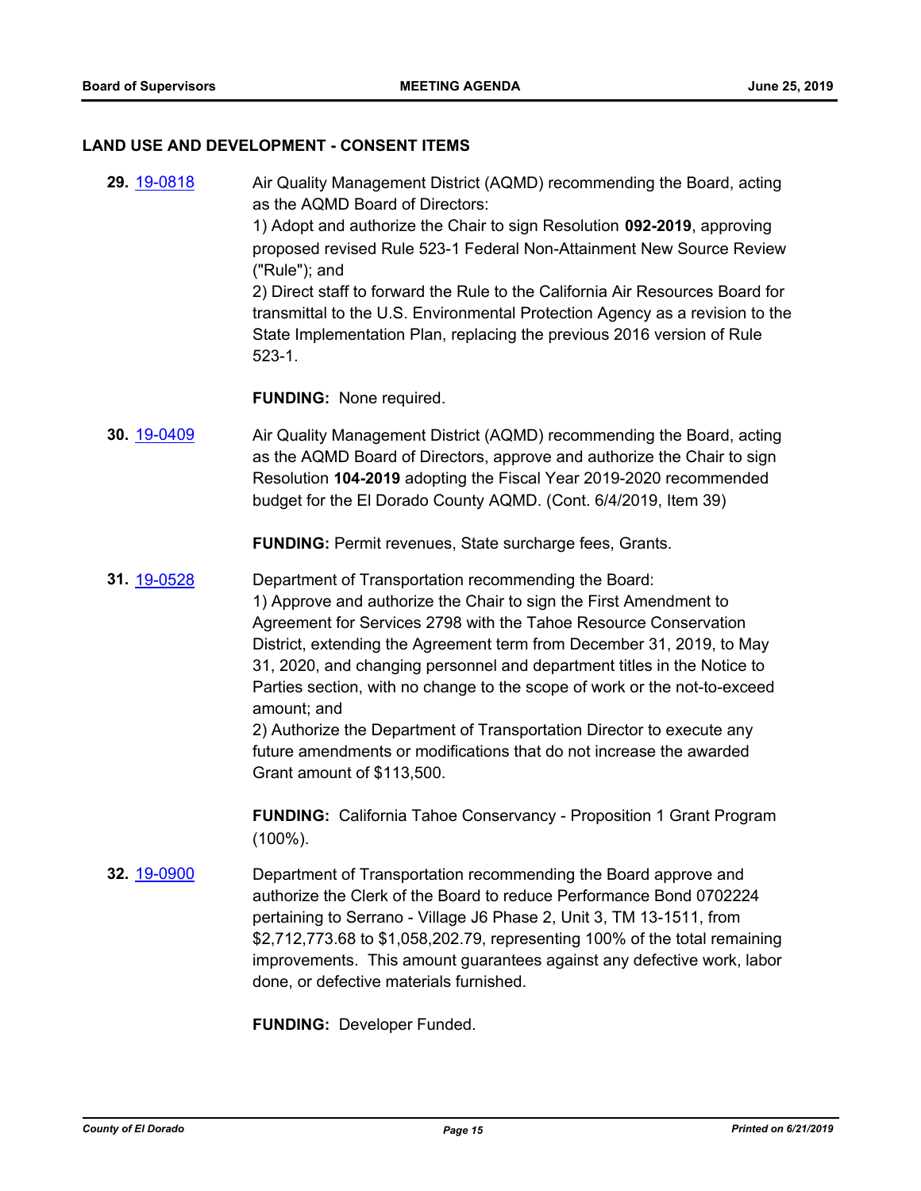## LAND USE AND DEVELOPMENT - CONSENT ITEMS

**29.** 19-0818

Air Quality Management District (AQMD) recommending the Board, acting as the AQMD Board of Directors:
1) Adopt and authorize the Chair to sign Resolution **092-2019**, approving proposed revised Rule 523-1 Federal Non-Attainment New Source Review ("Rule"); and
2) Direct staff to forward the Rule to the California Air Resources Board for transmittal to the U.S. Environmental Protection Agency as a revision to the State Implementation Plan, replacing the previous 2016 version of Rule 523-1.

**FUNDING:** None required.

**30.** 19-0409

Air Quality Management District (AQMD) recommending the Board, acting as the AQMD Board of Directors, approve and authorize the Chair to sign Resolution **104-2019** adopting the Fiscal Year 2019-2020 recommended budget for the El Dorado County AQMD. (Cont. 6/4/2019, Item 39)

**FUNDING:** Permit revenues, State surcharge fees, Grants.

**31.** 19-0528

Department of Transportation recommending the Board:
1) Approve and authorize the Chair to sign the First Amendment to Agreement for Services 2798 with the Tahoe Resource Conservation District, extending the Agreement term from December 31, 2019, to May 31, 2020, and changing personnel and department titles in the Notice to Parties section, with no change to the scope of work or the not-to-exceed amount; and
2) Authorize the Department of Transportation Director to execute any future amendments or modifications that do not increase the awarded Grant amount of $113,500.

**FUNDING:** California Tahoe Conservancy - Proposition 1 Grant Program (100%).

**32.** 19-0900

Department of Transportation recommending the Board approve and authorize the Clerk of the Board to reduce Performance Bond 0702224 pertaining to Serrano - Village J6 Phase 2, Unit 3, TM 13-1511, from $2,712,773.68 to $1,058,202.79, representing 100% of the total remaining improvements. This amount guarantees against any defective work, labor done, or defective materials furnished.

**FUNDING:** Developer Funded.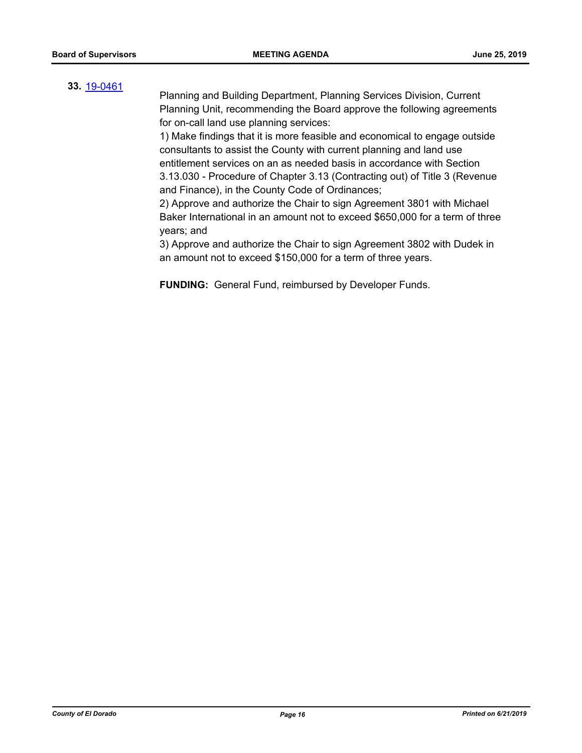**33.** [19-0461]

Planning and Building Department, Planning Services Division, Current Planning Unit, recommending the Board approve the following agreements for on-call land use planning services:

1) Make findings that it is more feasible and economical to engage outside consultants to assist the County with current planning and land use entitlement services on an as needed basis in accordance with Section 3.13.030 - Procedure of Chapter 3.13 (Contracting out) of Title 3 (Revenue and Finance), in the County Code of Ordinances;

2) Approve and authorize the Chair to sign Agreement 3801 with Michael Baker International in an amount not to exceed $650,000 for a term of three years; and

3) Approve and authorize the Chair to sign Agreement 3802 with Dudek in an amount not to exceed $150,000 for a term of three years.

**FUNDING:** General Fund, reimbursed by Developer Funds.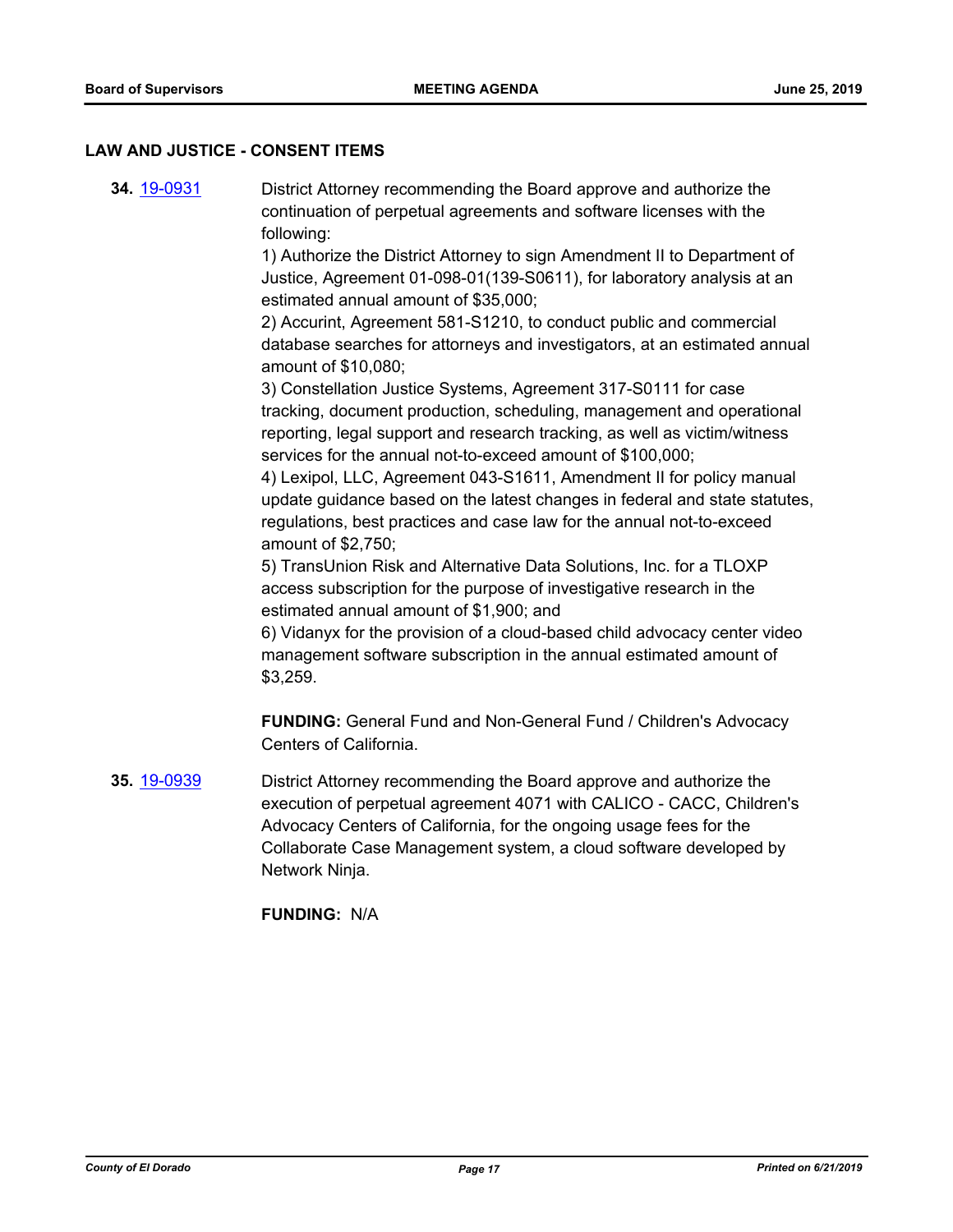## LAW AND JUSTICE - CONSENT ITEMS

**34.** 19-0931 District Attorney recommending the Board approve and authorize the continuation of perpetual agreements and software licenses with the following:

1) Authorize the District Attorney to sign Amendment II to Department of Justice, Agreement 01-098-01(139-S0611), for laboratory analysis at an estimated annual amount of $35,000;
2) Accurint, Agreement 581-S1210, to conduct public and commercial database searches for attorneys and investigators, at an estimated annual amount of $10,080;
3) Constellation Justice Systems, Agreement 317-S0111 for case tracking, document production, scheduling, management and operational reporting, legal support and research tracking, as well as victim/witness services for the annual not-to-exceed amount of $100,000;
4) Lexipol, LLC, Agreement 043-S1611, Amendment II for policy manual update guidance based on the latest changes in federal and state statutes, regulations, best practices and case law for the annual not-to-exceed amount of $2,750;
5) TransUnion Risk and Alternative Data Solutions, Inc. for a TLOXP access subscription for the purpose of investigative research in the estimated annual amount of $1,900; and
6) Vidanyx for the provision of a cloud-based child advocacy center video management software subscription in the annual estimated amount of $3,259.

**FUNDING:** General Fund and Non-General Fund / Children's Advocacy Centers of California.

**35.** 19-0939 District Attorney recommending the Board approve and authorize the execution of perpetual agreement 4071 with CALICO - CACC, Children's Advocacy Centers of California, for the ongoing usage fees for the Collaborate Case Management system, a cloud software developed by Network Ninja.

**FUNDING:** N/A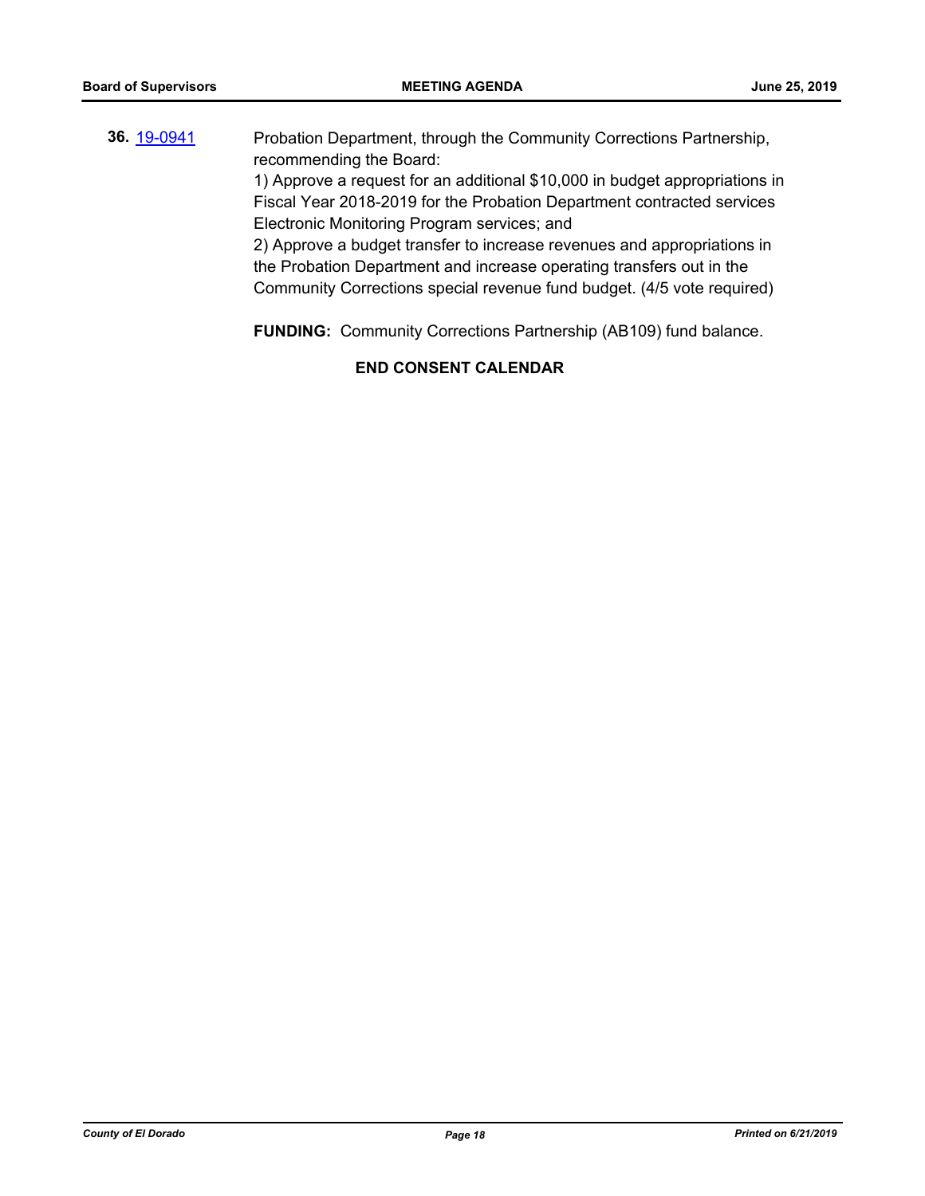**36.** 19-0941 Probation Department, through the Community Corrections Partnership, recommending the Board:

1) Approve a request for an additional $10,000 in budget appropriations in Fiscal Year 2018-2019 for the Probation Department contracted services Electronic Monitoring Program services; and

2) Approve a budget transfer to increase revenues and appropriations in the Probation Department and increase operating transfers out in the Community Corrections special revenue fund budget. (4/5 vote required)

**FUNDING:** Community Corrections Partnership (AB109) fund balance.

**END CONSENT CALENDAR**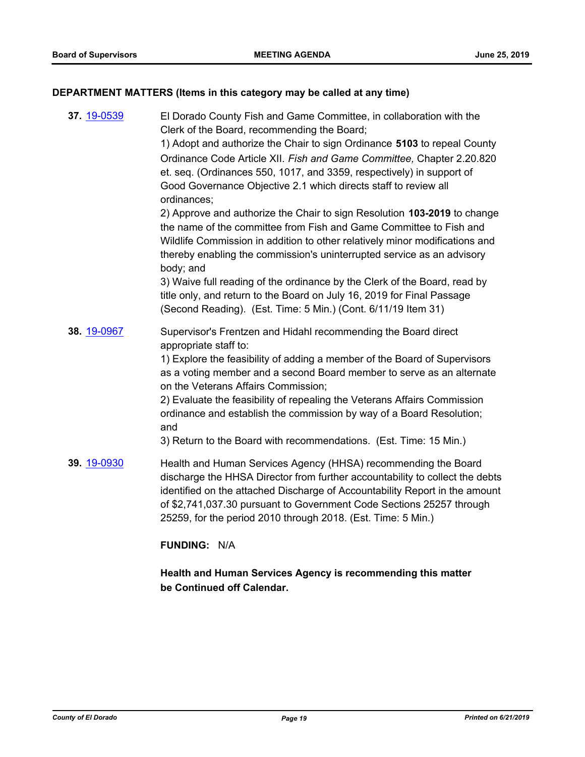## DEPARTMENT MATTERS (Items in this category may be called at any time)

**37.** [19-0539](19-0539) El Dorado County Fish and Game Committee, in collaboration with the Clerk of the Board, recommending the Board;

1) Adopt and authorize the Chair to sign Ordinance **5103** to repeal County Ordinance Code Article XII. *Fish and Game Committee,* Chapter 2.20.820 et. seq. (Ordinances 550, 1017, and 3359, respectively) in support of Good Governance Objective 2.1 which directs staff to review all ordinances;

2) Approve and authorize the Chair to sign Resolution **103-2019** to change the name of the committee from Fish and Game Committee to Fish and Wildlife Commission in addition to other relatively minor modifications and thereby enabling the commission's uninterrupted service as an advisory body; and

3) Waive full reading of the ordinance by the Clerk of the Board, read by title only, and return to the Board on July 16, 2019 for Final Passage (Second Reading). (Est. Time: 5 Min.) (Cont. 6/11/19 Item 31)

**38.** [19-0967](19-0967) Supervisor's Frentzen and Hidahl recommending the Board direct appropriate staff to:

1) Explore the feasibility of adding a member of the Board of Supervisors as a voting member and a second Board member to serve as an alternate on the Veterans Affairs Commission;

2) Evaluate the feasibility of repealing the Veterans Affairs Commission ordinance and establish the commission by way of a Board Resolution; and

3) Return to the Board with recommendations. (Est. Time: 15 Min.)

**39.** [19-0930](19-0930) Health and Human Services Agency (HHSA) recommending the Board discharge the HHSA Director from further accountability to collect the debts identified on the attached Discharge of Accountability Report in the amount of $2,741,037.30 pursuant to Government Code Sections 25257 through 25259, for the period 2010 through 2018. (Est. Time: 5 Min.)

**FUNDING:** N/A

**Health and Human Services Agency is recommending this matter be Continued off Calendar.**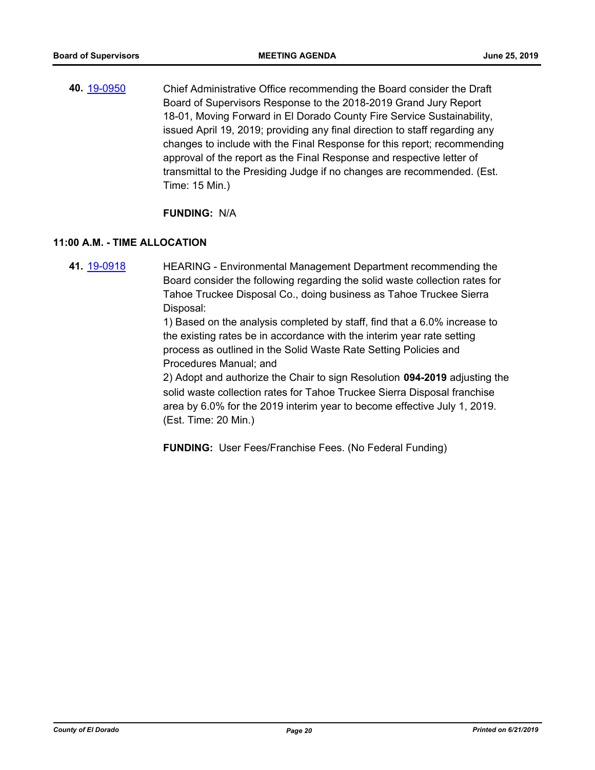**40.** 19-0950 Chief Administrative Office recommending the Board consider the Draft Board of Supervisors Response to the 2018-2019 Grand Jury Report 18-01, Moving Forward in El Dorado County Fire Service Sustainability, issued April 19, 2019; providing any final direction to staff regarding any changes to include with the Final Response for this report; recommending approval of the report as the Final Response and respective letter of transmittal to the Presiding Judge if no changes are recommended. (Est. Time: 15 Min.)

**FUNDING:** N/A

**11:00 A.M. - TIME ALLOCATION**

**41.** 19-0918 HEARING - Environmental Management Department recommending the Board consider the following regarding the solid waste collection rates for Tahoe Truckee Disposal Co., doing business as Tahoe Truckee Sierra Disposal:

1) Based on the analysis completed by staff, find that a 6.0% increase to the existing rates be in accordance with the interim year rate setting process as outlined in the Solid Waste Rate Setting Policies and Procedures Manual; and

2) Adopt and authorize the Chair to sign Resolution **094-2019** adjusting the solid waste collection rates for Tahoe Truckee Sierra Disposal franchise area by 6.0% for the 2019 interim year to become effective July 1, 2019. (Est. Time: 20 Min.)

**FUNDING:** User Fees/Franchise Fees. (No Federal Funding)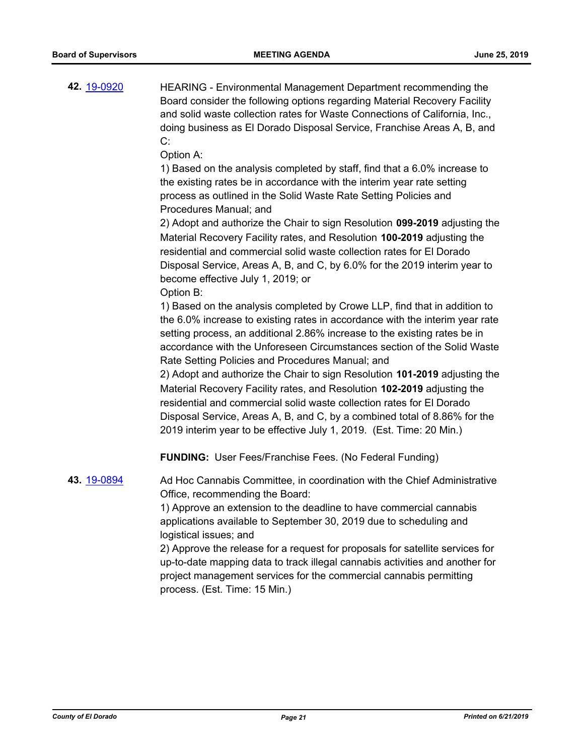**42.** [19-0920](19-0920)

HEARING - Environmental Management Department recommending the Board consider the following options regarding Material Recovery Facility and solid waste collection rates for Waste Connections of California, Inc., doing business as El Dorado Disposal Service, Franchise Areas A, B, and C:

Option A:

1) Based on the analysis completed by staff, find that a 6.0% increase to the existing rates be in accordance with the interim year rate setting process as outlined in the Solid Waste Rate Setting Policies and Procedures Manual; and

2) Adopt and authorize the Chair to sign Resolution **099-2019** adjusting the Material Recovery Facility rates, and Resolution **100-2019** adjusting the residential and commercial solid waste collection rates for El Dorado Disposal Service, Areas A, B, and C, by 6.0% for the 2019 interim year to become effective July 1, 2019; or

Option B:

1) Based on the analysis completed by Crowe LLP, find that in addition to the 6.0% increase to existing rates in accordance with the interim year rate setting process, an additional 2.86% increase to the existing rates be in accordance with the Unforeseen Circumstances section of the Solid Waste Rate Setting Policies and Procedures Manual; and

2) Adopt and authorize the Chair to sign Resolution **101-2019** adjusting the Material Recovery Facility rates, and Resolution **102-2019** adjusting the residential and commercial solid waste collection rates for El Dorado Disposal Service, Areas A, B, and C, by a combined total of 8.86% for the 2019 interim year to be effective July 1, 2019. (Est. Time: 20 Min.)

**FUNDING:** User Fees/Franchise Fees. (No Federal Funding)

**43.** [19-0894](19-0894)

Ad Hoc Cannabis Committee, in coordination with the Chief Administrative Office, recommending the Board:

1) Approve an extension to the deadline to have commercial cannabis applications available to September 30, 2019 due to scheduling and logistical issues; and

2) Approve the release for a request for proposals for satellite services for up-to-date mapping data to track illegal cannabis activities and another for project management services for the commercial cannabis permitting process. (Est. Time: 15 Min.)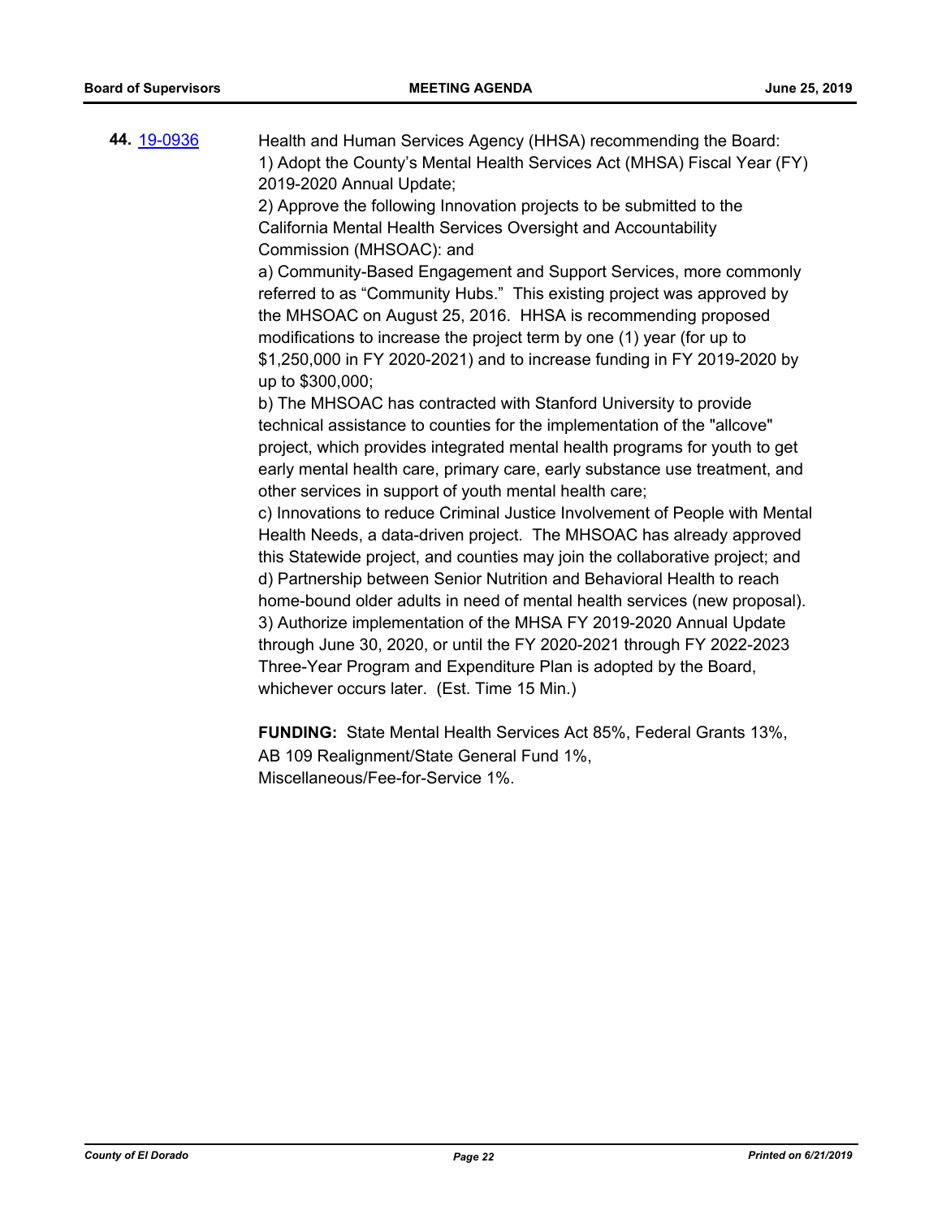**44.** [19-0936](19-0936)

Health and Human Services Agency (HHSA) recommending the Board:
1) Adopt the County's Mental Health Services Act (MHSA) Fiscal Year (FY) 2019-2020 Annual Update;
2) Approve the following Innovation projects to be submitted to the California Mental Health Services Oversight and Accountability Commission (MHSOAC): and
a) Community-Based Engagement and Support Services, more commonly referred to as "Community Hubs." This existing project was approved by the MHSOAC on August 25, 2016. HHSA is recommending proposed modifications to increase the project term by one (1) year (for up to $1,250,000 in FY 2020-2021) and to increase funding in FY 2019-2020 by up to $300,000;
b) The MHSOAC has contracted with Stanford University to provide technical assistance to counties for the implementation of the "allcove" project, which provides integrated mental health programs for youth to get early mental health care, primary care, early substance use treatment, and other services in support of youth mental health care;
c) Innovations to reduce Criminal Justice Involvement of People with Mental Health Needs, a data-driven project. The MHSOAC has already approved this Statewide project, and counties may join the collaborative project; and
d) Partnership between Senior Nutrition and Behavioral Health to reach home-bound older adults in need of mental health services (new proposal).
3) Authorize implementation of the MHSA FY 2019-2020 Annual Update through June 30, 2020, or until the FY 2020-2021 through FY 2022-2023 Three-Year Program and Expenditure Plan is adopted by the Board, whichever occurs later. (Est. Time 15 Min.)

**FUNDING:** State Mental Health Services Act 85%, Federal Grants 13%, AB 109 Realignment/State General Fund 1%, Miscellaneous/Fee-for-Service 1%.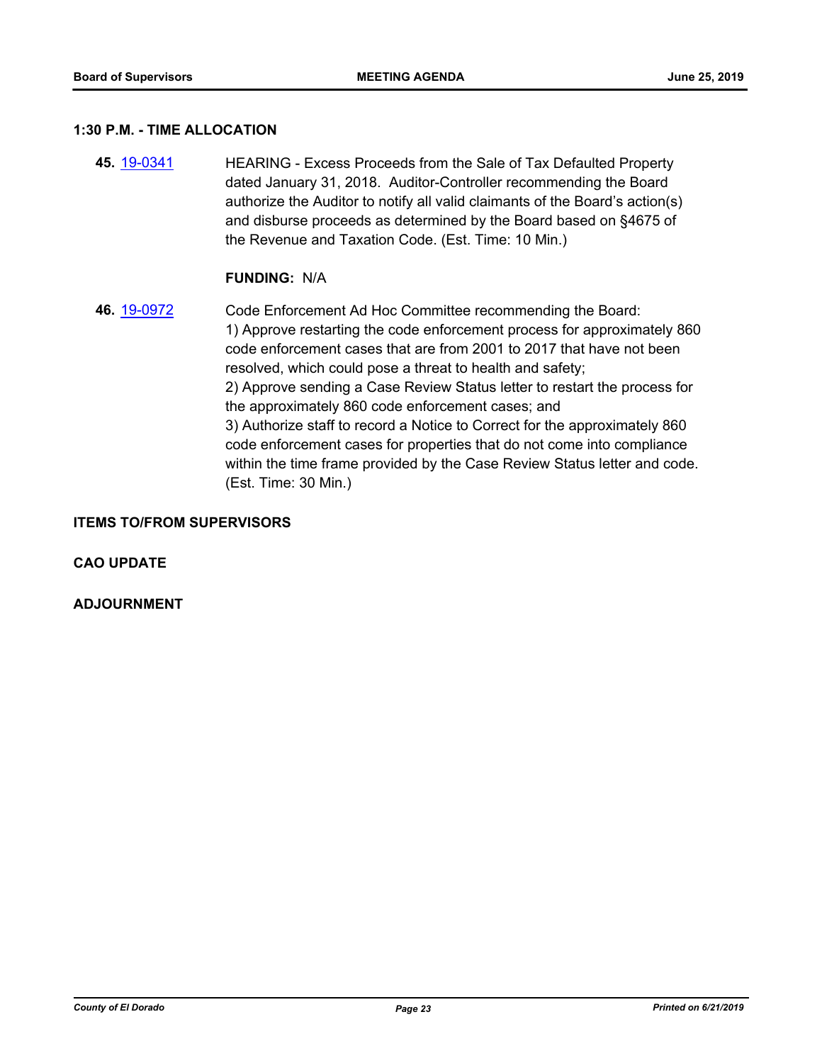### 1:30 P.M. - TIME ALLOCATION

**45.** 19-0341 HEARING - Excess Proceeds from the Sale of Tax Defaulted Property dated January 31, 2018. Auditor-Controller recommending the Board authorize the Auditor to notify all valid claimants of the Board's action(s) and disburse proceeds as determined by the Board based on §4675 of the Revenue and Taxation Code. (Est. Time: 10 Min.)

**FUNDING:** N/A

**46.** 19-0972 Code Enforcement Ad Hoc Committee recommending the Board:
1) Approve restarting the code enforcement process for approximately 860 code enforcement cases that are from 2001 to 2017 that have not been resolved, which could pose a threat to health and safety;
2) Approve sending a Case Review Status letter to restart the process for the approximately 860 code enforcement cases; and
3) Authorize staff to record a Notice to Correct for the approximately 860 code enforcement cases for properties that do not come into compliance within the time frame provided by the Case Review Status letter and code. (Est. Time: 30 Min.)

### ITEMS TO/FROM SUPERVISORS

### CAO UPDATE

### ADJOURNMENT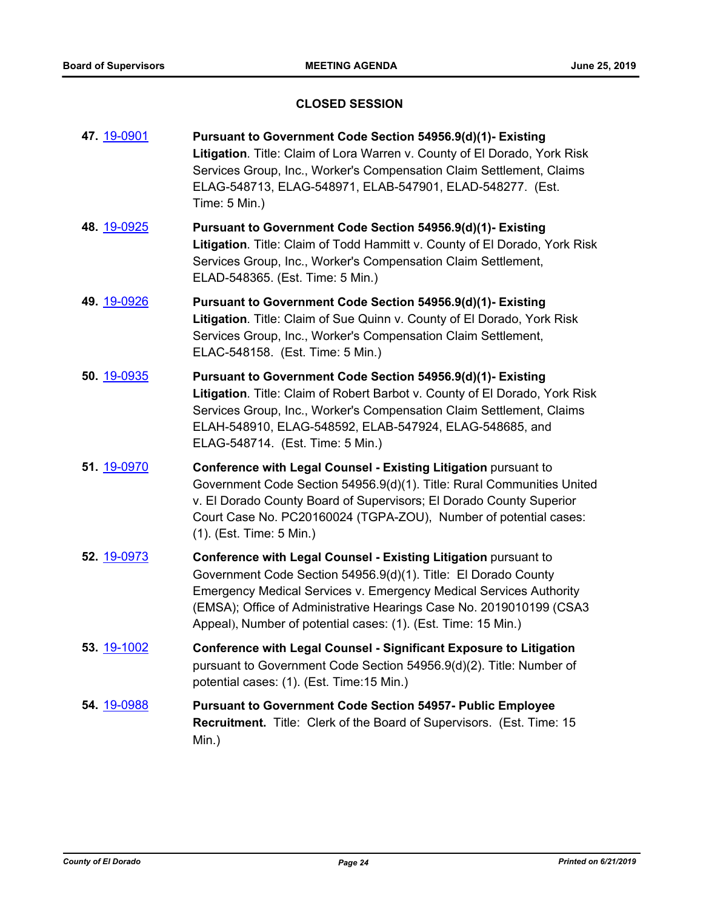## CLOSED SESSION

**47.** 19-0901 **Pursuant to Government Code Section 54956.9(d)(1)- Existing Litigation**. Title: Claim of Lora Warren v. County of El Dorado, York Risk Services Group, Inc., Worker's Compensation Claim Settlement, Claims ELAG-548713, ELAG-548971, ELAB-547901, ELAD-548277. (Est. Time: 5 Min.)

**48.** 19-0925 **Pursuant to Government Code Section 54956.9(d)(1)- Existing Litigation**. Title: Claim of Todd Hammitt v. County of El Dorado, York Risk Services Group, Inc., Worker's Compensation Claim Settlement, ELAD-548365. (Est. Time: 5 Min.)

**49.** 19-0926 **Pursuant to Government Code Section 54956.9(d)(1)- Existing Litigation**. Title: Claim of Sue Quinn v. County of El Dorado, York Risk Services Group, Inc., Worker's Compensation Claim Settlement, ELAC-548158. (Est. Time: 5 Min.)

**50.** 19-0935 **Pursuant to Government Code Section 54956.9(d)(1)- Existing Litigation**. Title: Claim of Robert Barbot v. County of El Dorado, York Risk Services Group, Inc., Worker's Compensation Claim Settlement, Claims ELAH-548910, ELAG-548592, ELAB-547924, ELAG-548685, and ELAG-548714. (Est. Time: 5 Min.)

**51.** 19-0970 **Conference with Legal Counsel - Existing Litigation** pursuant to Government Code Section 54956.9(d)(1). Title: Rural Communities United v. El Dorado County Board of Supervisors; El Dorado County Superior Court Case No. PC20160024 (TGPA-ZOU), Number of potential cases: (1). (Est. Time: 5 Min.)

**52.** 19-0973 **Conference with Legal Counsel - Existing Litigation** pursuant to Government Code Section 54956.9(d)(1). Title: El Dorado County Emergency Medical Services v. Emergency Medical Services Authority (EMSA); Office of Administrative Hearings Case No. 2019010199 (CSA3 Appeal), Number of potential cases: (1). (Est. Time: 15 Min.)

**53.** 19-1002 **Conference with Legal Counsel - Significant Exposure to Litigation** pursuant to Government Code Section 54956.9(d)(2). Title: Number of potential cases: (1). (Est. Time:15 Min.)

**54.** 19-0988 **Pursuant to Government Code Section 54957- Public Employee Recruitment.** Title: Clerk of the Board of Supervisors. (Est. Time: 15 Min.)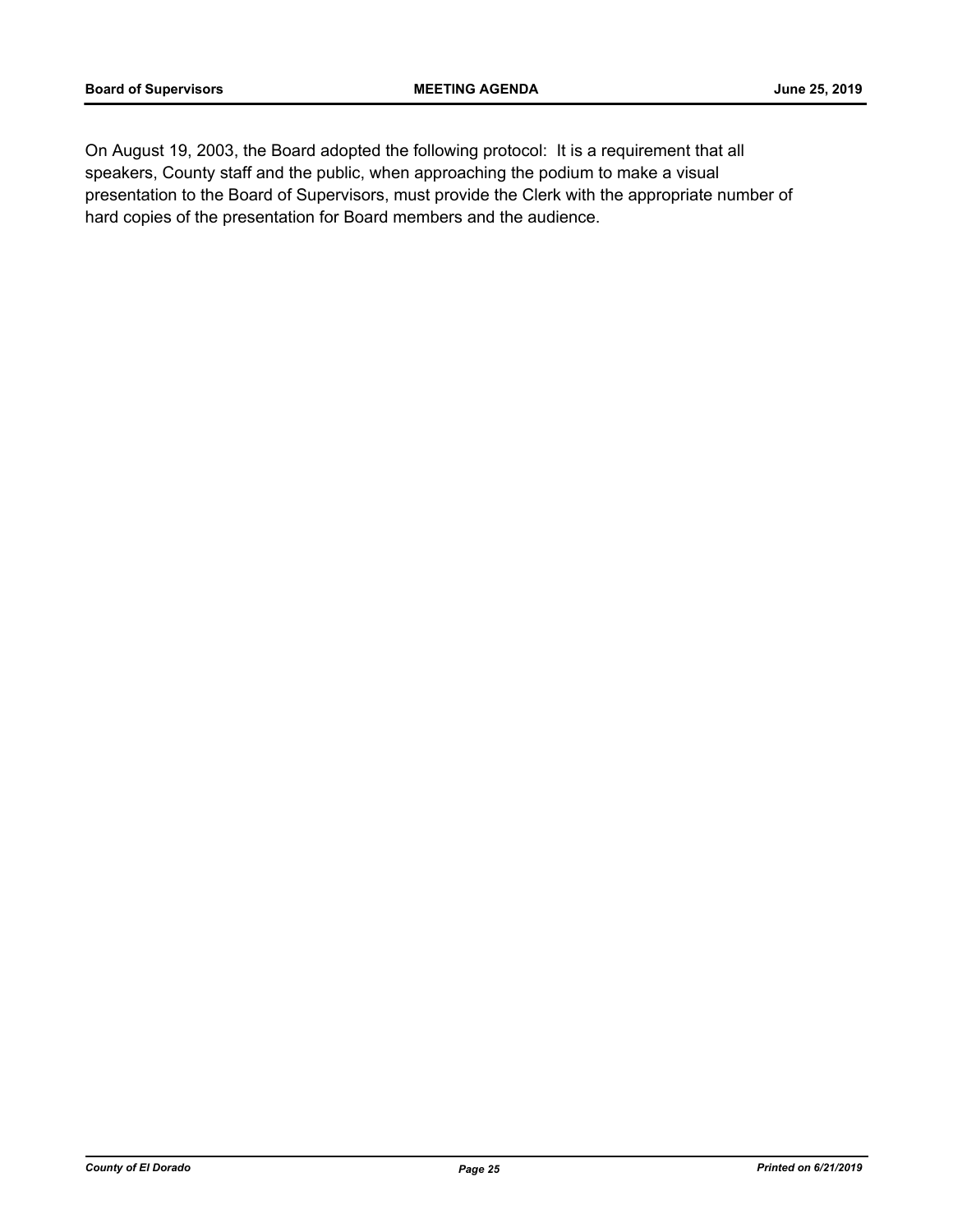On August 19, 2003, the Board adopted the following protocol: It is a requirement that all speakers, County staff and the public, when approaching the podium to make a visual presentation to the Board of Supervisors, must provide the Clerk with the appropriate number of hard copies of the presentation for Board members and the audience.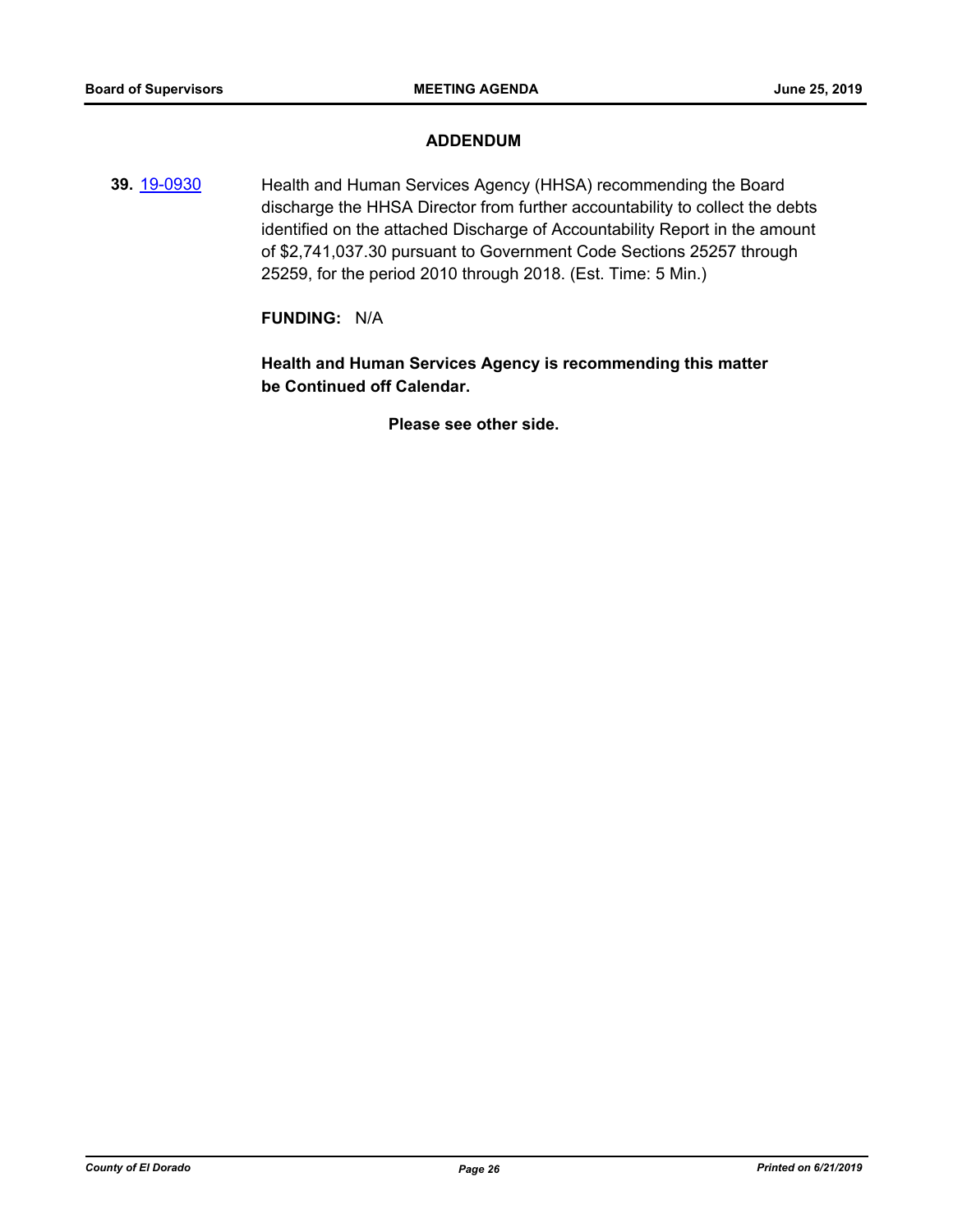## ADDENDUM

**39.** [19-0930](19-0930) Health and Human Services Agency (HHSA) recommending the Board discharge the HHSA Director from further accountability to collect the debts identified on the attached Discharge of Accountability Report in the amount of $2,741,037.30 pursuant to Government Code Sections 25257 through 25259, for the period 2010 through 2018. (Est. Time: 5 Min.)

**FUNDING:** N/A

**Health and Human Services Agency is recommending this matter be Continued off Calendar.**

**Please see other side.**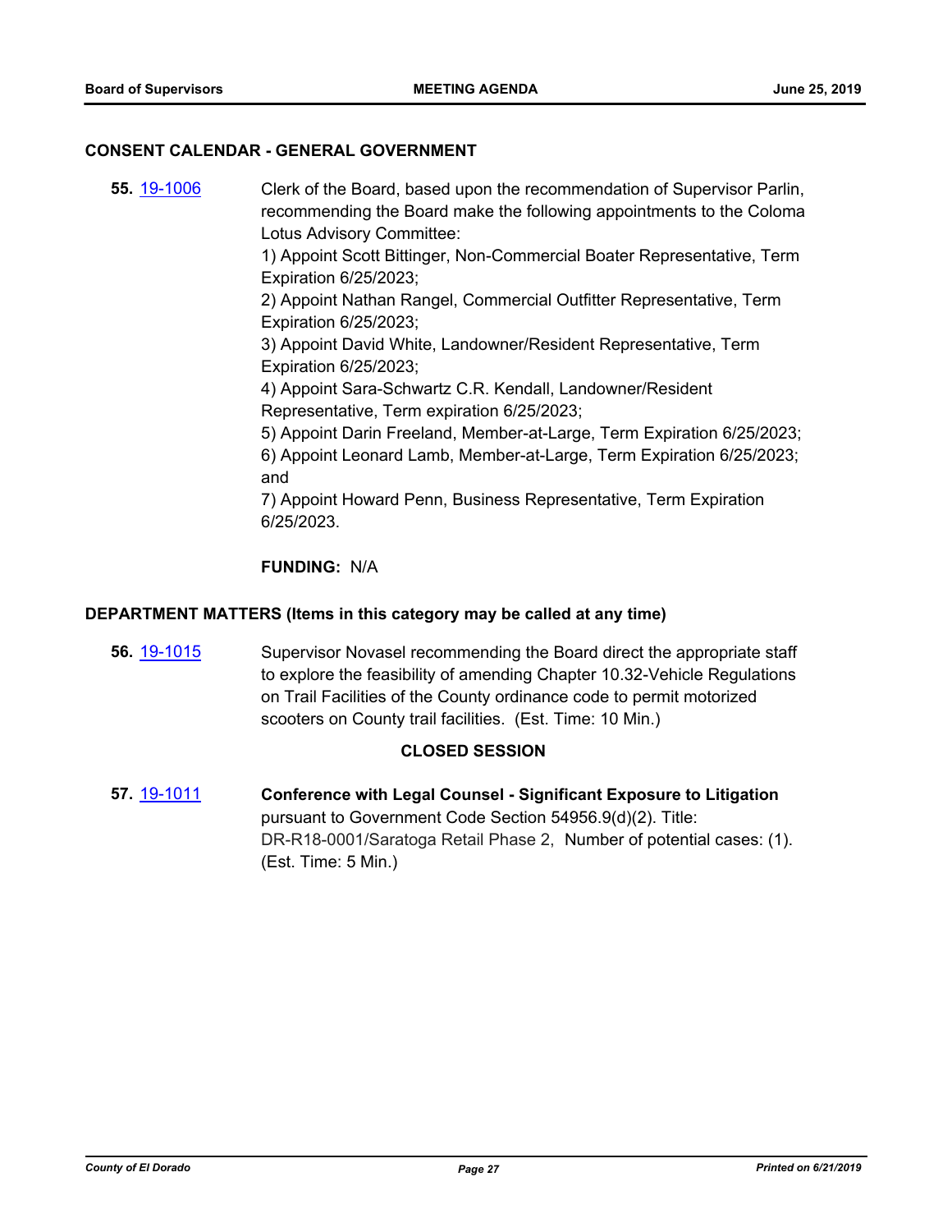## CONSENT CALENDAR - GENERAL GOVERNMENT

**55.** 19-1006 Clerk of the Board, based upon the recommendation of Supervisor Parlin, recommending the Board make the following appointments to the Coloma Lotus Advisory Committee:

1) Appoint Scott Bittinger, Non-Commercial Boater Representative, Term Expiration 6/25/2023;
2) Appoint Nathan Rangel, Commercial Outfitter Representative, Term Expiration 6/25/2023;
3) Appoint David White, Landowner/Resident Representative, Term Expiration 6/25/2023;
4) Appoint Sara-Schwartz C.R. Kendall, Landowner/Resident Representative, Term expiration 6/25/2023;
5) Appoint Darin Freeland, Member-at-Large, Term Expiration 6/25/2023;
6) Appoint Leonard Lamb, Member-at-Large, Term Expiration 6/25/2023; and
7) Appoint Howard Penn, Business Representative, Term Expiration 6/25/2023.

**FUNDING:** N/A

## DEPARTMENT MATTERS (Items in this category may be called at any time)

**56.** 19-1015 Supervisor Novasel recommending the Board direct the appropriate staff to explore the feasibility of amending Chapter 10.32-Vehicle Regulations on Trail Facilities of the County ordinance code to permit motorized scooters on County trail facilities. (Est. Time: 10 Min.)

## CLOSED SESSION

**57.** 19-1011 **Conference with Legal Counsel - Significant Exposure to Litigation** pursuant to Government Code Section 54956.9(d)(2). Title: DR-R18-0001/Saratoga Retail Phase 2, Number of potential cases: (1). (Est. Time: 5 Min.)